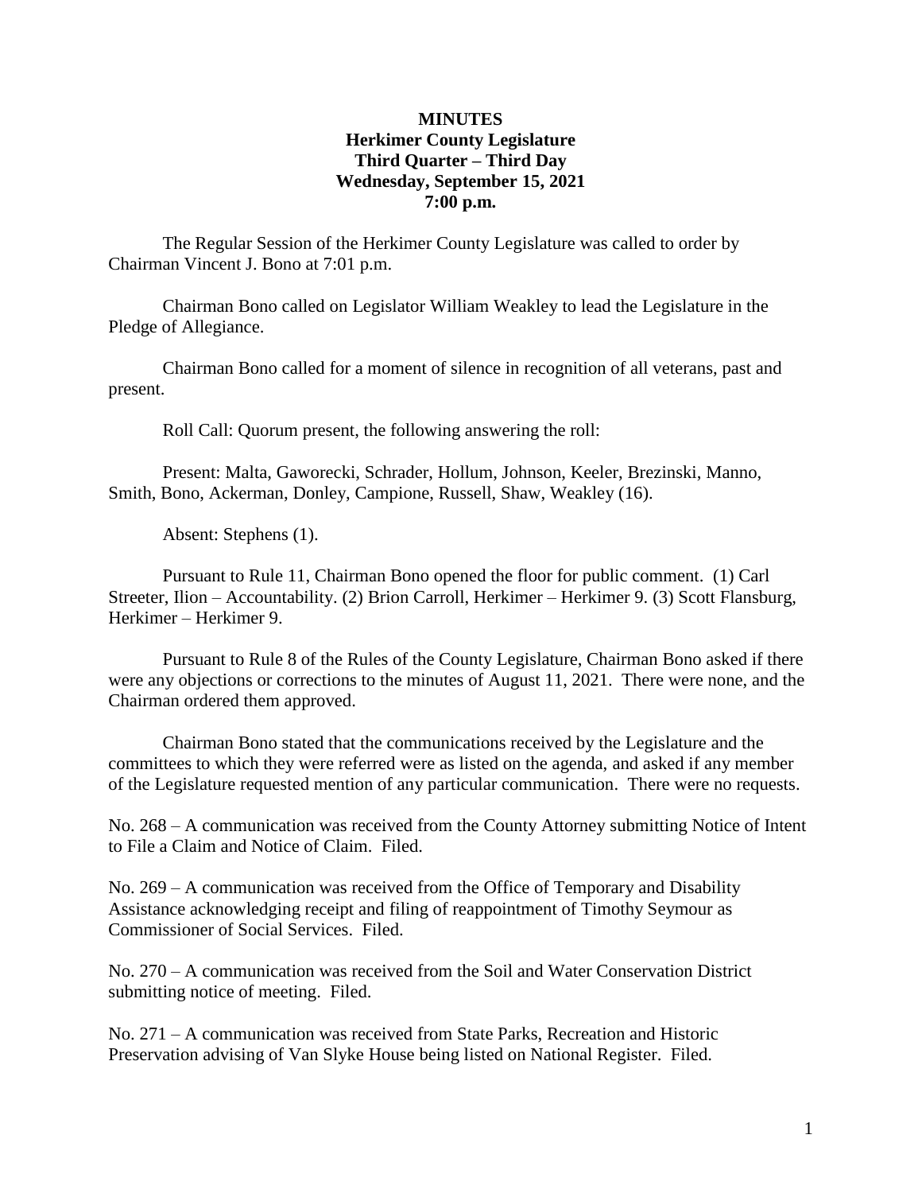**MINUTES**
**Herkimer County Legislature**
**Third Quarter – Third Day**
**Wednesday, September 15, 2021**
**7:00 p.m.**

The Regular Session of the Herkimer County Legislature was called to order by Chairman Vincent J. Bono at 7:01 p.m.

Chairman Bono called on Legislator William Weakley to lead the Legislature in the Pledge of Allegiance.

Chairman Bono called for a moment of silence in recognition of all veterans, past and present.

Roll Call: Quorum present, the following answering the roll:

Present: Malta, Gaworecki, Schrader, Hollum, Johnson, Keeler, Brezinski, Manno, Smith, Bono, Ackerman, Donley, Campione, Russell, Shaw, Weakley (16).

Absent: Stephens (1).

Pursuant to Rule 11, Chairman Bono opened the floor for public comment. (1) Carl Streeter, Ilion – Accountability. (2) Brion Carroll, Herkimer – Herkimer 9. (3) Scott Flansburg, Herkimer – Herkimer 9.

Pursuant to Rule 8 of the Rules of the County Legislature, Chairman Bono asked if there were any objections or corrections to the minutes of August 11, 2021. There were none, and the Chairman ordered them approved.

Chairman Bono stated that the communications received by the Legislature and the committees to which they were referred were as listed on the agenda, and asked if any member of the Legislature requested mention of any particular communication. There were no requests.

No. 268 – A communication was received from the County Attorney submitting Notice of Intent to File a Claim and Notice of Claim. Filed.

No. 269 – A communication was received from the Office of Temporary and Disability Assistance acknowledging receipt and filing of reappointment of Timothy Seymour as Commissioner of Social Services. Filed.

No. 270 – A communication was received from the Soil and Water Conservation District submitting notice of meeting. Filed.

No. 271 – A communication was received from State Parks, Recreation and Historic Preservation advising of Van Slyke House being listed on National Register. Filed.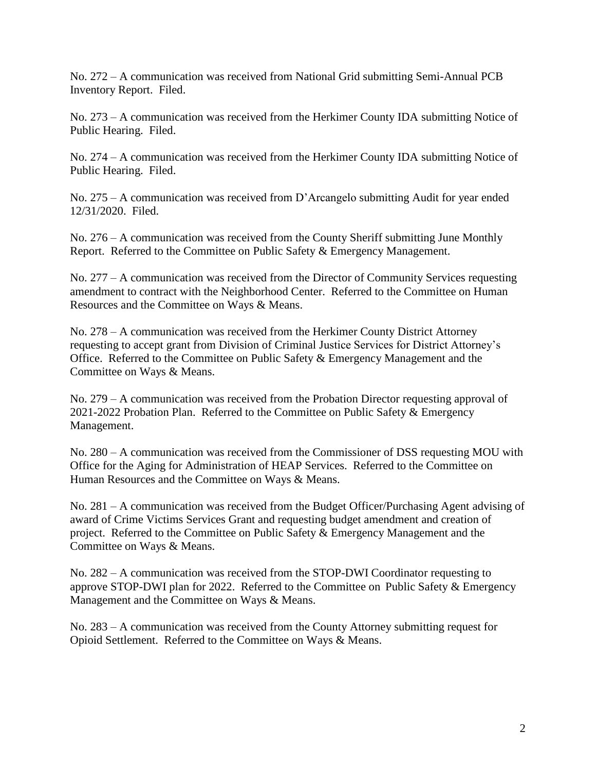No. 272 – A communication was received from National Grid submitting Semi-Annual PCB Inventory Report. Filed.

No. 273 – A communication was received from the Herkimer County IDA submitting Notice of Public Hearing. Filed.

No. 274 – A communication was received from the Herkimer County IDA submitting Notice of Public Hearing. Filed.

No. 275 – A communication was received from D'Arcangelo submitting Audit for year ended 12/31/2020. Filed.

No. 276 – A communication was received from the County Sheriff submitting June Monthly Report. Referred to the Committee on Public Safety & Emergency Management.

No. 277 – A communication was received from the Director of Community Services requesting amendment to contract with the Neighborhood Center. Referred to the Committee on Human Resources and the Committee on Ways & Means.

No. 278 – A communication was received from the Herkimer County District Attorney requesting to accept grant from Division of Criminal Justice Services for District Attorney's Office. Referred to the Committee on Public Safety & Emergency Management and the Committee on Ways & Means.

No. 279 – A communication was received from the Probation Director requesting approval of 2021-2022 Probation Plan. Referred to the Committee on Public Safety & Emergency Management.

No. 280 – A communication was received from the Commissioner of DSS requesting MOU with Office for the Aging for Administration of HEAP Services. Referred to the Committee on Human Resources and the Committee on Ways & Means.

No. 281 – A communication was received from the Budget Officer/Purchasing Agent advising of award of Crime Victims Services Grant and requesting budget amendment and creation of project. Referred to the Committee on Public Safety & Emergency Management and the Committee on Ways & Means.

No. 282 – A communication was received from the STOP-DWI Coordinator requesting to approve STOP-DWI plan for 2022. Referred to the Committee on Public Safety & Emergency Management and the Committee on Ways & Means.

No. 283 – A communication was received from the County Attorney submitting request for Opioid Settlement. Referred to the Committee on Ways & Means.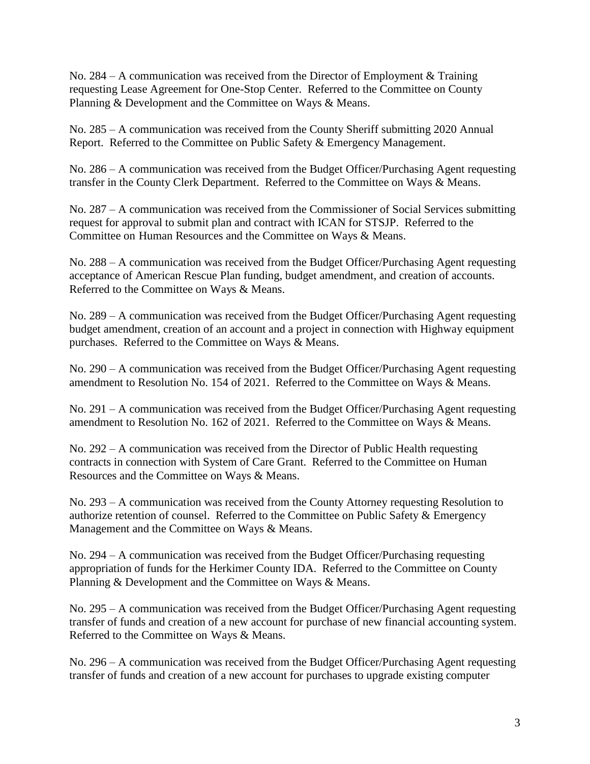No. 284 – A communication was received from the Director of Employment & Training requesting Lease Agreement for One-Stop Center. Referred to the Committee on County Planning & Development and the Committee on Ways & Means.

No. 285 – A communication was received from the County Sheriff submitting 2020 Annual Report. Referred to the Committee on Public Safety & Emergency Management.

No. 286 – A communication was received from the Budget Officer/Purchasing Agent requesting transfer in the County Clerk Department. Referred to the Committee on Ways & Means.

No. 287 – A communication was received from the Commissioner of Social Services submitting request for approval to submit plan and contract with ICAN for STSJP. Referred to the Committee on Human Resources and the Committee on Ways & Means.

No. 288 – A communication was received from the Budget Officer/Purchasing Agent requesting acceptance of American Rescue Plan funding, budget amendment, and creation of accounts. Referred to the Committee on Ways & Means.

No. 289 – A communication was received from the Budget Officer/Purchasing Agent requesting budget amendment, creation of an account and a project in connection with Highway equipment purchases. Referred to the Committee on Ways & Means.

No. 290 – A communication was received from the Budget Officer/Purchasing Agent requesting amendment to Resolution No. 154 of 2021. Referred to the Committee on Ways & Means.

No. 291 – A communication was received from the Budget Officer/Purchasing Agent requesting amendment to Resolution No. 162 of 2021. Referred to the Committee on Ways & Means.

No. 292 – A communication was received from the Director of Public Health requesting contracts in connection with System of Care Grant. Referred to the Committee on Human Resources and the Committee on Ways & Means.

No. 293 – A communication was received from the County Attorney requesting Resolution to authorize retention of counsel. Referred to the Committee on Public Safety & Emergency Management and the Committee on Ways & Means.

No. 294 – A communication was received from the Budget Officer/Purchasing requesting appropriation of funds for the Herkimer County IDA. Referred to the Committee on County Planning & Development and the Committee on Ways & Means.

No. 295 – A communication was received from the Budget Officer/Purchasing Agent requesting transfer of funds and creation of a new account for purchase of new financial accounting system. Referred to the Committee on Ways & Means.

No. 296 – A communication was received from the Budget Officer/Purchasing Agent requesting transfer of funds and creation of a new account for purchases to upgrade existing computer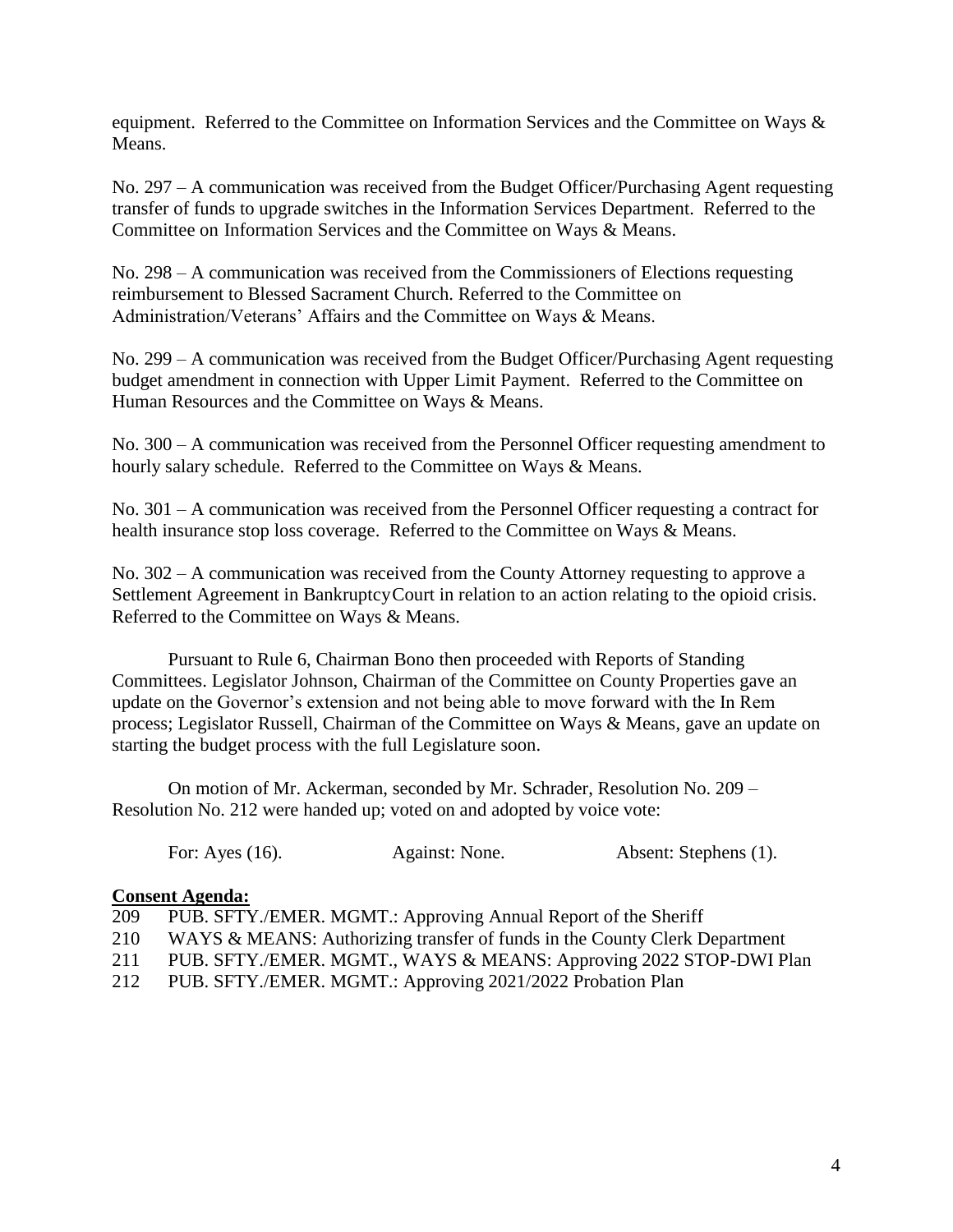equipment. Referred to the Committee on Information Services and the Committee on Ways & Means.

No. 297 – A communication was received from the Budget Officer/Purchasing Agent requesting transfer of funds to upgrade switches in the Information Services Department. Referred to the Committee on Information Services and the Committee on Ways & Means.

No. 298 – A communication was received from the Commissioners of Elections requesting reimbursement to Blessed Sacrament Church. Referred to the Committee on Administration/Veterans' Affairs and the Committee on Ways & Means.

No. 299 – A communication was received from the Budget Officer/Purchasing Agent requesting budget amendment in connection with Upper Limit Payment. Referred to the Committee on Human Resources and the Committee on Ways & Means.

No. 300 – A communication was received from the Personnel Officer requesting amendment to hourly salary schedule. Referred to the Committee on Ways & Means.

No. 301 – A communication was received from the Personnel Officer requesting a contract for health insurance stop loss coverage. Referred to the Committee on Ways & Means.

No. 302 – A communication was received from the County Attorney requesting to approve a Settlement Agreement in BankruptcyCourt in relation to an action relating to the opioid crisis. Referred to the Committee on Ways & Means.

Pursuant to Rule 6, Chairman Bono then proceeded with Reports of Standing Committees. Legislator Johnson, Chairman of the Committee on County Properties gave an update on the Governor's extension and not being able to move forward with the In Rem process; Legislator Russell, Chairman of the Committee on Ways & Means, gave an update on starting the budget process with the full Legislature soon.

On motion of Mr. Ackerman, seconded by Mr. Schrader, Resolution No. 209 – Resolution No. 212 were handed up; voted on and adopted by voice vote:

For: Ayes (16). Against: None. Absent: Stephens (1).

**Consent Agenda:**

209 PUB. SFTY./EMER. MGMT.: Approving Annual Report of the Sheriff
210 WAYS & MEANS: Authorizing transfer of funds in the County Clerk Department
211 PUB. SFTY./EMER. MGMT., WAYS & MEANS: Approving 2022 STOP-DWI Plan
212 PUB. SFTY./EMER. MGMT.: Approving 2021/2022 Probation Plan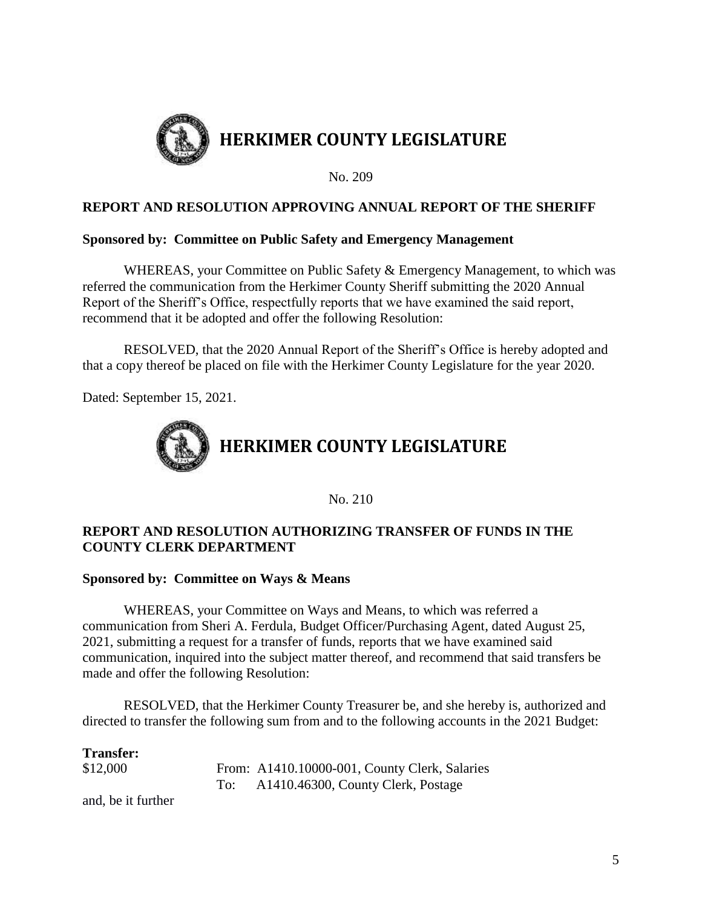# HERKIMER COUNTY LEGISLATURE

No. 209

**REPORT AND RESOLUTION APPROVING ANNUAL REPORT OF THE SHERIFF**

**Sponsored by: Committee on Public Safety and Emergency Management**

WHEREAS, your Committee on Public Safety & Emergency Management, to which was referred the communication from the Herkimer County Sheriff submitting the 2020 Annual Report of the Sheriff's Office, respectfully reports that we have examined the said report, recommend that it be adopted and offer the following Resolution:

RESOLVED, that the 2020 Annual Report of the Sheriff's Office is hereby adopted and that a copy thereof be placed on file with the Herkimer County Legislature for the year 2020.

Dated: September 15, 2021.

# HERKIMER COUNTY LEGISLATURE

No. 210

**REPORT AND RESOLUTION AUTHORIZING TRANSFER OF FUNDS IN THE COUNTY CLERK DEPARTMENT**

**Sponsored by: Committee on Ways & Means**

WHEREAS, your Committee on Ways and Means, to which was referred a communication from Sheri A. Ferdula, Budget Officer/Purchasing Agent, dated August 25, 2021, submitting a request for a transfer of funds, reports that we have examined said communication, inquired into the subject matter thereof, and recommend that said transfers be made and offer the following Resolution:

RESOLVED, that the Herkimer County Treasurer be, and she hereby is, authorized and directed to transfer the following sum from and to the following accounts in the 2021 Budget:

**Transfer:**

$12,000 From: A1410.10000-001, County Clerk, Salaries
To: A1410.46300, County Clerk, Postage

and, be it further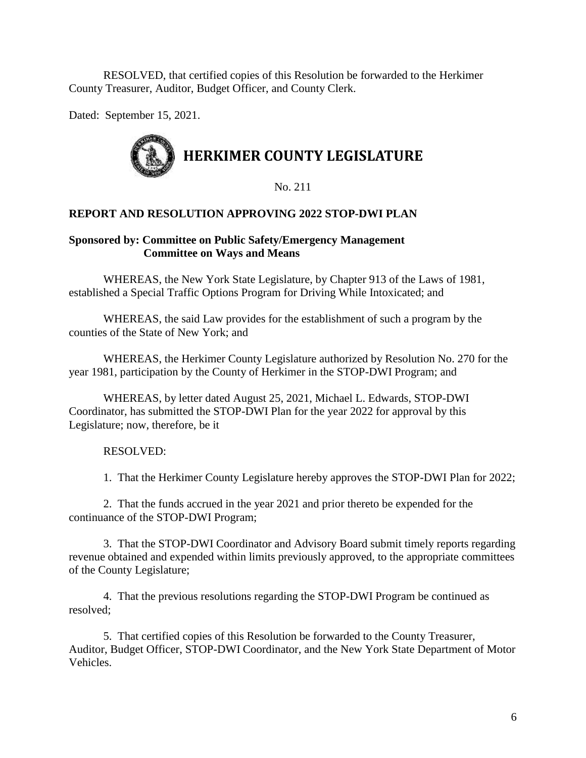RESOLVED, that certified copies of this Resolution be forwarded to the Herkimer County Treasurer, Auditor, Budget Officer, and County Clerk.

Dated: September 15, 2021.

# HERKIMER COUNTY LEGISLATURE

No. 211

**REPORT AND RESOLUTION APPROVING 2022 STOP-DWI PLAN**

**Sponsored by: Committee on Public Safety/Emergency Management**
**Committee on Ways and Means**

WHEREAS, the New York State Legislature, by Chapter 913 of the Laws of 1981, established a Special Traffic Options Program for Driving While Intoxicated; and

WHEREAS, the said Law provides for the establishment of such a program by the counties of the State of New York; and

WHEREAS, the Herkimer County Legislature authorized by Resolution No. 270 for the year 1981, participation by the County of Herkimer in the STOP-DWI Program; and

WHEREAS, by letter dated August 25, 2021, Michael L. Edwards, STOP-DWI Coordinator, has submitted the STOP-DWI Plan for the year 2022 for approval by this Legislature; now, therefore, be it

RESOLVED:

1. That the Herkimer County Legislature hereby approves the STOP-DWI Plan for 2022;

2. That the funds accrued in the year 2021 and prior thereto be expended for the continuance of the STOP-DWI Program;

3. That the STOP-DWI Coordinator and Advisory Board submit timely reports regarding revenue obtained and expended within limits previously approved, to the appropriate committees of the County Legislature;

4. That the previous resolutions regarding the STOP-DWI Program be continued as resolved;

5. That certified copies of this Resolution be forwarded to the County Treasurer, Auditor, Budget Officer, STOP-DWI Coordinator, and the New York State Department of Motor Vehicles.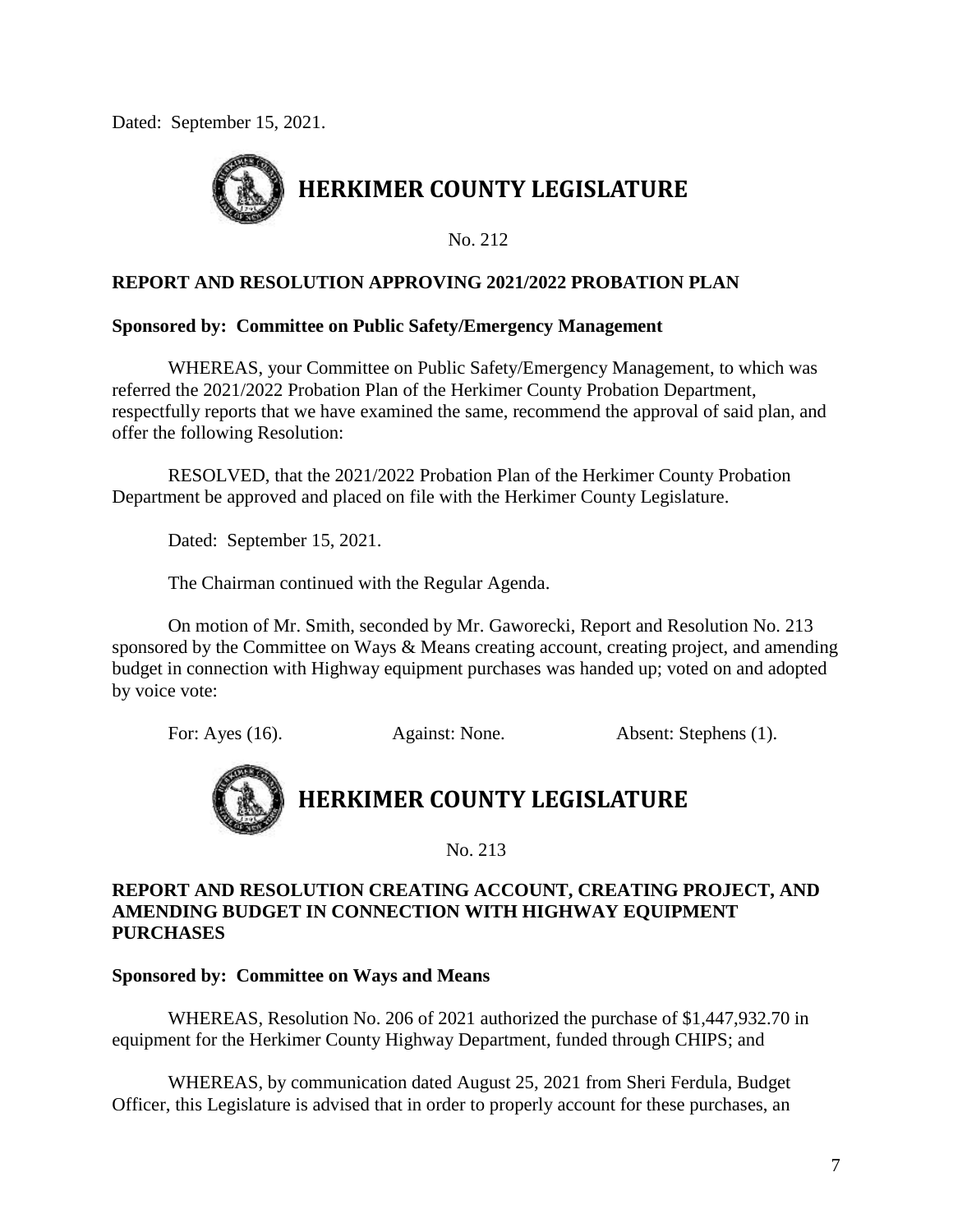Dated: September 15, 2021.

## HERKIMER COUNTY LEGISLATURE

No. 212

**REPORT AND RESOLUTION APPROVING 2021/2022 PROBATION PLAN**

**Sponsored by: Committee on Public Safety/Emergency Management**

WHEREAS, your Committee on Public Safety/Emergency Management, to which was referred the 2021/2022 Probation Plan of the Herkimer County Probation Department, respectfully reports that we have examined the same, recommend the approval of said plan, and offer the following Resolution:

RESOLVED, that the 2021/2022 Probation Plan of the Herkimer County Probation Department be approved and placed on file with the Herkimer County Legislature.

Dated: September 15, 2021.

The Chairman continued with the Regular Agenda.

On motion of Mr. Smith, seconded by Mr. Gaworecki, Report and Resolution No. 213 sponsored by the Committee on Ways & Means creating account, creating project, and amending budget in connection with Highway equipment purchases was handed up; voted on and adopted by voice vote:

For: Ayes (16). Against: None. Absent: Stephens (1).

## HERKIMER COUNTY LEGISLATURE

No. 213

**REPORT AND RESOLUTION CREATING ACCOUNT, CREATING PROJECT, AND AMENDING BUDGET IN CONNECTION WITH HIGHWAY EQUIPMENT PURCHASES**

**Sponsored by: Committee on Ways and Means**

WHEREAS, Resolution No. 206 of 2021 authorized the purchase of $1,447,932.70 in equipment for the Herkimer County Highway Department, funded through CHIPS; and

WHEREAS, by communication dated August 25, 2021 from Sheri Ferdula, Budget Officer, this Legislature is advised that in order to properly account for these purchases, an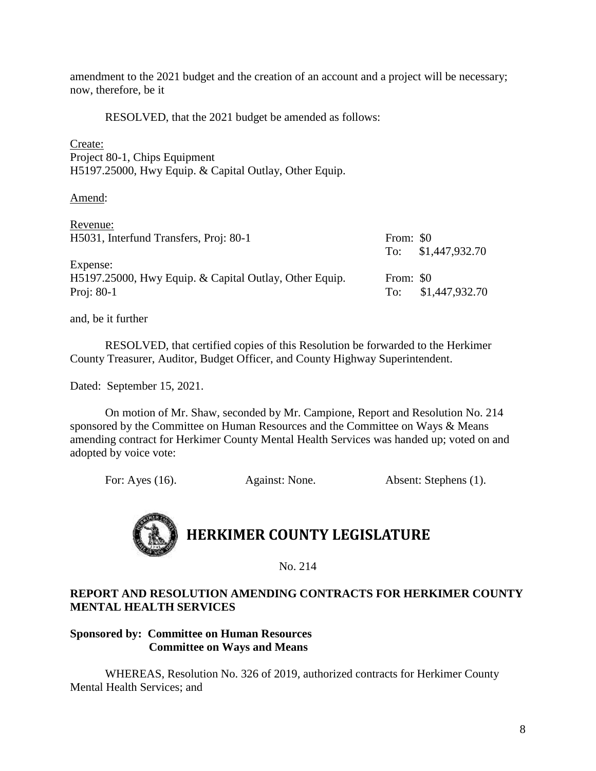amendment to the 2021 budget and the creation of an account and a project will be necessary; now, therefore, be it

RESOLVED, that the 2021 budget be amended as follows:

Create:
Project 80-1, Chips Equipment
H5197.25000, Hwy Equip. & Capital Outlay, Other Equip.

Amend:

| | |
|---|---|
| Revenue: | |
| H5031, Interfund Transfers, Proj: 80-1 | From: $0 |
| | To: $1,447,932.70 |
| Expense: | |
| H5197.25000, Hwy Equip. & Capital Outlay, Other Equip. | From: $0 |
| Proj: 80-1 | To: $1,447,932.70 |

and, be it further

RESOLVED, that certified copies of this Resolution be forwarded to the Herkimer County Treasurer, Auditor, Budget Officer, and County Highway Superintendent.

Dated: September 15, 2021.

On motion of Mr. Shaw, seconded by Mr. Campione, Report and Resolution No. 214 sponsored by the Committee on Human Resources and the Committee on Ways & Means amending contract for Herkimer County Mental Health Services was handed up; voted on and adopted by voice vote:

For: Ayes (16). Against: None. Absent: Stephens (1).

# HERKIMER COUNTY LEGISLATURE

No. 214

**REPORT AND RESOLUTION AMENDING CONTRACTS FOR HERKIMER COUNTY MENTAL HEALTH SERVICES**

**Sponsored by: Committee on Human Resources**
**Committee on Ways and Means**

WHEREAS, Resolution No. 326 of 2019, authorized contracts for Herkimer County Mental Health Services; and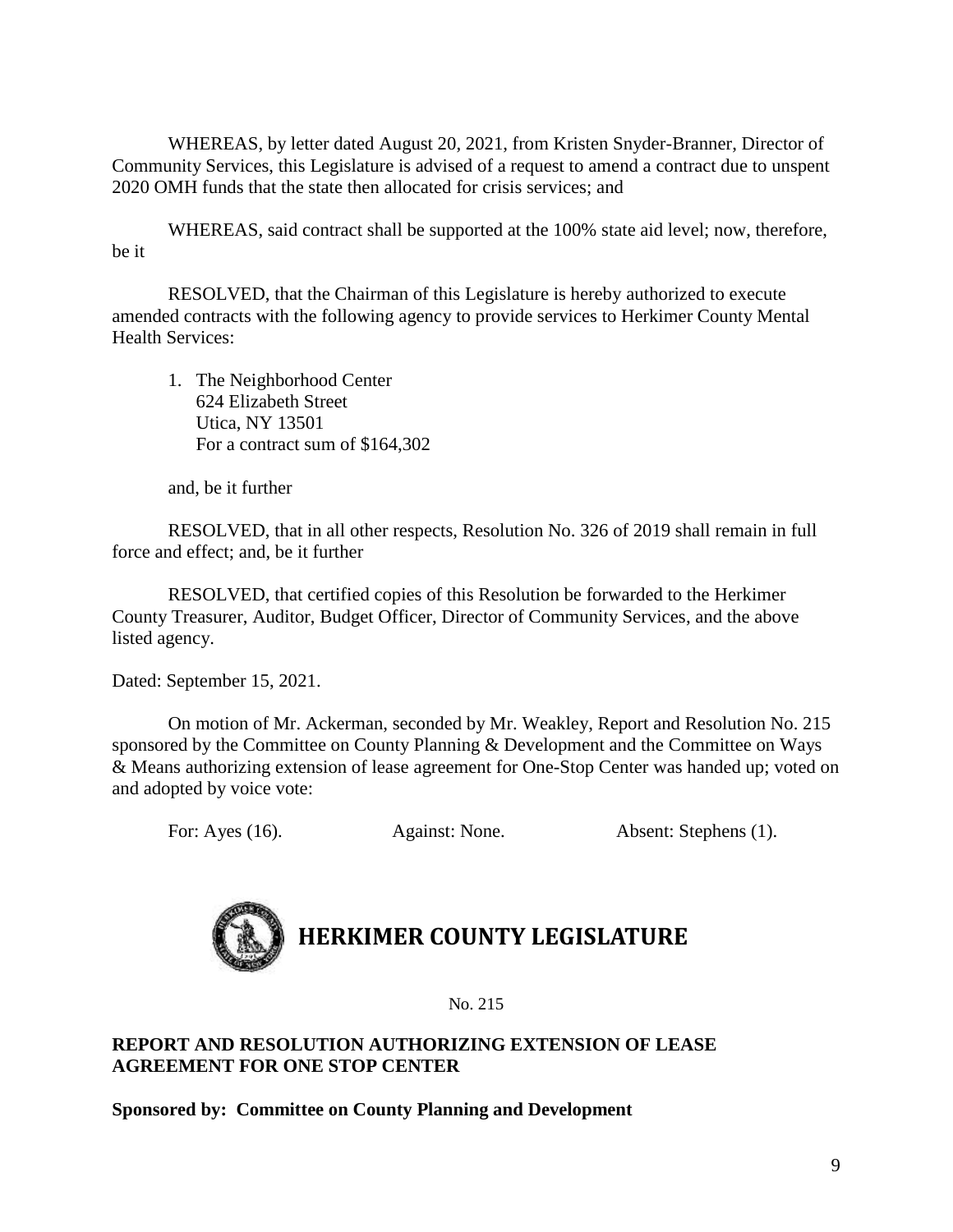WHEREAS, by letter dated August 20, 2021, from Kristen Snyder-Branner, Director of Community Services, this Legislature is advised of a request to amend a contract due to unspent 2020 OMH funds that the state then allocated for crisis services; and

WHEREAS, said contract shall be supported at the 100% state aid level; now, therefore, be it

RESOLVED, that the Chairman of this Legislature is hereby authorized to execute amended contracts with the following agency to provide services to Herkimer County Mental Health Services:

1. The Neighborhood Center
   624 Elizabeth Street
   Utica, NY 13501
   For a contract sum of $164,302

and, be it further

RESOLVED, that in all other respects, Resolution No. 326 of 2019 shall remain in full force and effect; and, be it further

RESOLVED, that certified copies of this Resolution be forwarded to the Herkimer County Treasurer, Auditor, Budget Officer, Director of Community Services, and the above listed agency.

Dated: September 15, 2021.

On motion of Mr. Ackerman, seconded by Mr. Weakley, Report and Resolution No. 215 sponsored by the Committee on County Planning & Development and the Committee on Ways & Means authorizing extension of lease agreement for One-Stop Center was handed up; voted on and adopted by voice vote:

For: Ayes (16). Against: None. Absent: Stephens (1).

# HERKIMER COUNTY LEGISLATURE

No. 215

**REPORT AND RESOLUTION AUTHORIZING EXTENSION OF LEASE AGREEMENT FOR ONE STOP CENTER**

**Sponsored by: Committee on County Planning and Development**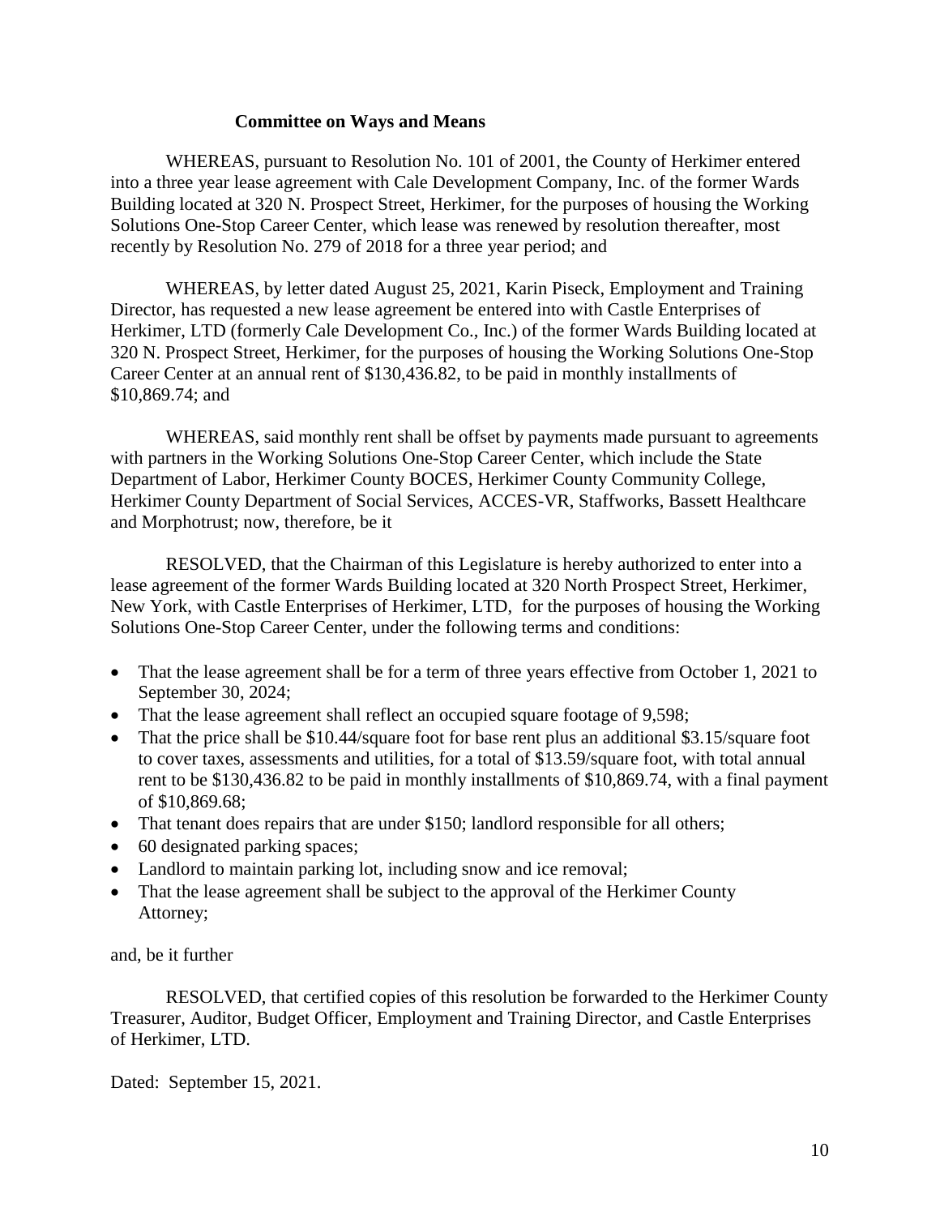**Committee on Ways and Means**

WHEREAS, pursuant to Resolution No. 101 of 2001, the County of Herkimer entered into a three year lease agreement with Cale Development Company, Inc. of the former Wards Building located at 320 N. Prospect Street, Herkimer, for the purposes of housing the Working Solutions One-Stop Career Center, which lease was renewed by resolution thereafter, most recently by Resolution No. 279 of 2018 for a three year period; and

WHEREAS, by letter dated August 25, 2021, Karin Piseck, Employment and Training Director, has requested a new lease agreement be entered into with Castle Enterprises of Herkimer, LTD (formerly Cale Development Co., Inc.) of the former Wards Building located at 320 N. Prospect Street, Herkimer, for the purposes of housing the Working Solutions One-Stop Career Center at an annual rent of $130,436.82, to be paid in monthly installments of $10,869.74; and

WHEREAS, said monthly rent shall be offset by payments made pursuant to agreements with partners in the Working Solutions One-Stop Career Center, which include the State Department of Labor, Herkimer County BOCES, Herkimer County Community College, Herkimer County Department of Social Services, ACCES-VR, Staffworks, Bassett Healthcare and Morphotrust; now, therefore, be it

RESOLVED, that the Chairman of this Legislature is hereby authorized to enter into a lease agreement of the former Wards Building located at 320 North Prospect Street, Herkimer, New York, with Castle Enterprises of Herkimer, LTD, for the purposes of housing the Working Solutions One-Stop Career Center, under the following terms and conditions:

- That the lease agreement shall be for a term of three years effective from October 1, 2021 to September 30, 2024;
- That the lease agreement shall reflect an occupied square footage of 9,598;
- That the price shall be $10.44/square foot for base rent plus an additional $3.15/square foot to cover taxes, assessments and utilities, for a total of $13.59/square foot, with total annual rent to be $130,436.82 to be paid in monthly installments of $10,869.74, with a final payment of $10,869.68;
- That tenant does repairs that are under $150; landlord responsible for all others;
- 60 designated parking spaces;
- Landlord to maintain parking lot, including snow and ice removal;
- That the lease agreement shall be subject to the approval of the Herkimer County Attorney;

and, be it further

RESOLVED, that certified copies of this resolution be forwarded to the Herkimer County Treasurer, Auditor, Budget Officer, Employment and Training Director, and Castle Enterprises of Herkimer, LTD.

Dated: September 15, 2021.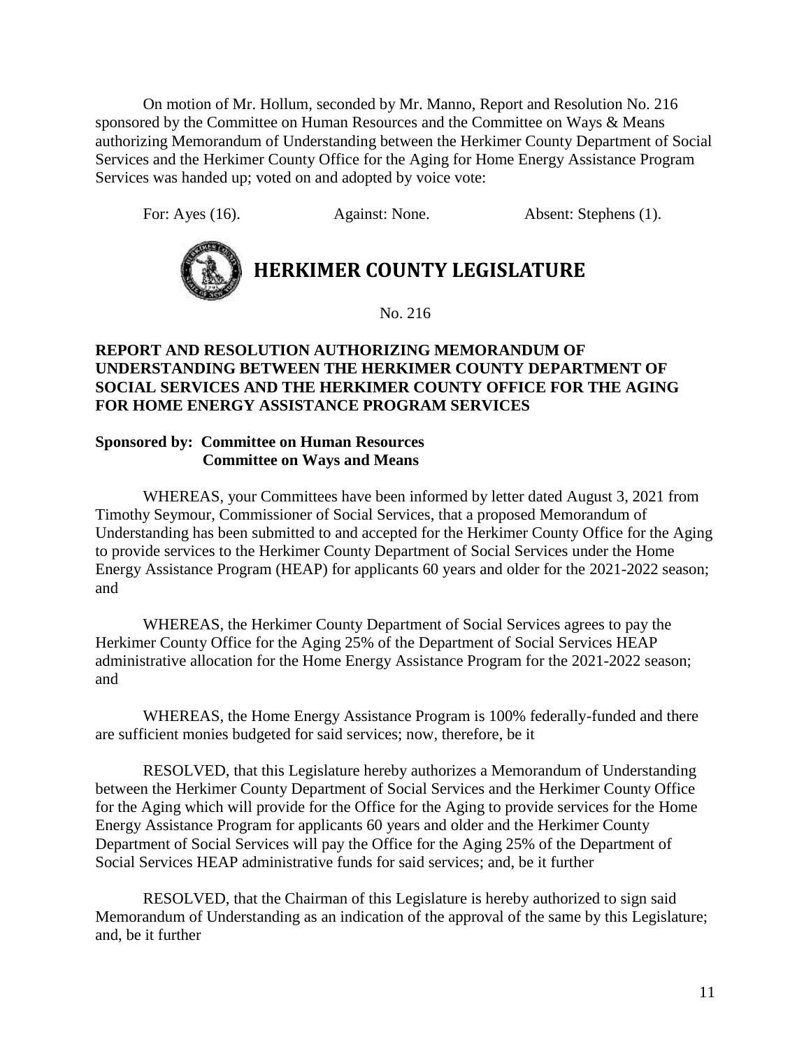On motion of Mr. Hollum, seconded by Mr. Manno, Report and Resolution No. 216 sponsored by the Committee on Human Resources and the Committee on Ways & Means authorizing Memorandum of Understanding between the Herkimer County Department of Social Services and the Herkimer County Office for the Aging for Home Energy Assistance Program Services was handed up; voted on and adopted by voice vote:

For: Ayes (16). Against: None. Absent: Stephens (1).

# HERKIMER COUNTY LEGISLATURE

No. 216

**REPORT AND RESOLUTION AUTHORIZING MEMORANDUM OF UNDERSTANDING BETWEEN THE HERKIMER COUNTY DEPARTMENT OF SOCIAL SERVICES AND THE HERKIMER COUNTY OFFICE FOR THE AGING FOR HOME ENERGY ASSISTANCE PROGRAM SERVICES**

**Sponsored by: Committee on Human Resources**
**Committee on Ways and Means**

WHEREAS, your Committees have been informed by letter dated August 3, 2021 from Timothy Seymour, Commissioner of Social Services, that a proposed Memorandum of Understanding has been submitted to and accepted for the Herkimer County Office for the Aging to provide services to the Herkimer County Department of Social Services under the Home Energy Assistance Program (HEAP) for applicants 60 years and older for the 2021-2022 season; and

WHEREAS, the Herkimer County Department of Social Services agrees to pay the Herkimer County Office for the Aging 25% of the Department of Social Services HEAP administrative allocation for the Home Energy Assistance Program for the 2021-2022 season; and

WHEREAS, the Home Energy Assistance Program is 100% federally-funded and there are sufficient monies budgeted for said services; now, therefore, be it

RESOLVED, that this Legislature hereby authorizes a Memorandum of Understanding between the Herkimer County Department of Social Services and the Herkimer County Office for the Aging which will provide for the Office for the Aging to provide services for the Home Energy Assistance Program for applicants 60 years and older and the Herkimer County Department of Social Services will pay the Office for the Aging 25% of the Department of Social Services HEAP administrative funds for said services; and, be it further

RESOLVED, that the Chairman of this Legislature is hereby authorized to sign said Memorandum of Understanding as an indication of the approval of the same by this Legislature; and, be it further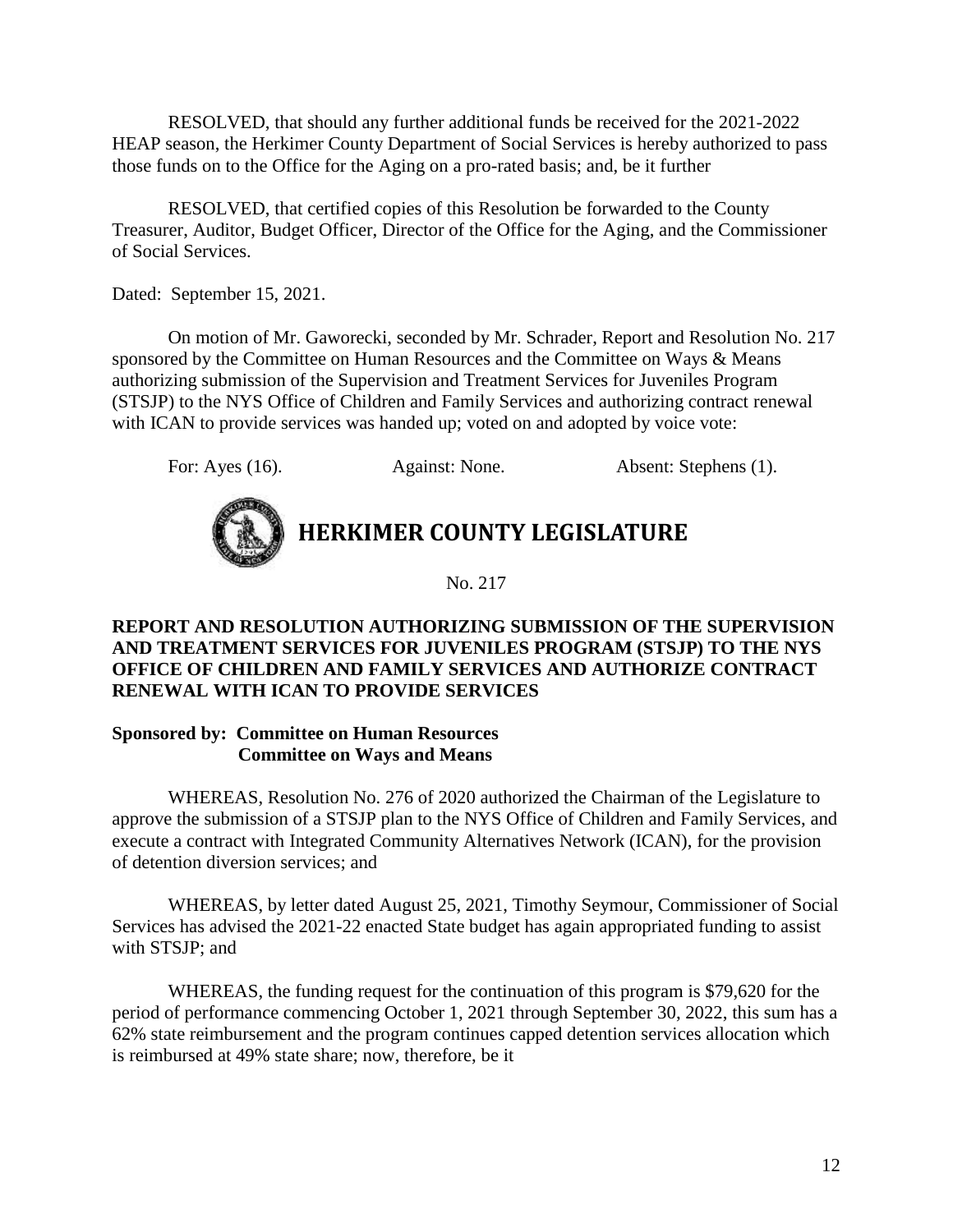RESOLVED, that should any further additional funds be received for the 2021-2022 HEAP season, the Herkimer County Department of Social Services is hereby authorized to pass those funds on to the Office for the Aging on a pro-rated basis; and, be it further

RESOLVED, that certified copies of this Resolution be forwarded to the County Treasurer, Auditor, Budget Officer, Director of the Office for the Aging, and the Commissioner of Social Services.

Dated: September 15, 2021.

On motion of Mr. Gaworecki, seconded by Mr. Schrader, Report and Resolution No. 217 sponsored by the Committee on Human Resources and the Committee on Ways & Means authorizing submission of the Supervision and Treatment Services for Juveniles Program (STSJP) to the NYS Office of Children and Family Services and authorizing contract renewal with ICAN to provide services was handed up; voted on and adopted by voice vote:

For: Ayes (16). Against: None. Absent: Stephens (1).

# HERKIMER COUNTY LEGISLATURE

No. 217

**REPORT AND RESOLUTION AUTHORIZING SUBMISSION OF THE SUPERVISION AND TREATMENT SERVICES FOR JUVENILES PROGRAM (STSJP) TO THE NYS OFFICE OF CHILDREN AND FAMILY SERVICES AND AUTHORIZE CONTRACT RENEWAL WITH ICAN TO PROVIDE SERVICES**

**Sponsored by: Committee on Human Resources**
**Committee on Ways and Means**

WHEREAS, Resolution No. 276 of 2020 authorized the Chairman of the Legislature to approve the submission of a STSJP plan to the NYS Office of Children and Family Services, and execute a contract with Integrated Community Alternatives Network (ICAN), for the provision of detention diversion services; and

WHEREAS, by letter dated August 25, 2021, Timothy Seymour, Commissioner of Social Services has advised the 2021-22 enacted State budget has again appropriated funding to assist with STSJP; and

WHEREAS, the funding request for the continuation of this program is $79,620 for the period of performance commencing October 1, 2021 through September 30, 2022, this sum has a 62% state reimbursement and the program continues capped detention services allocation which is reimbursed at 49% state share; now, therefore, be it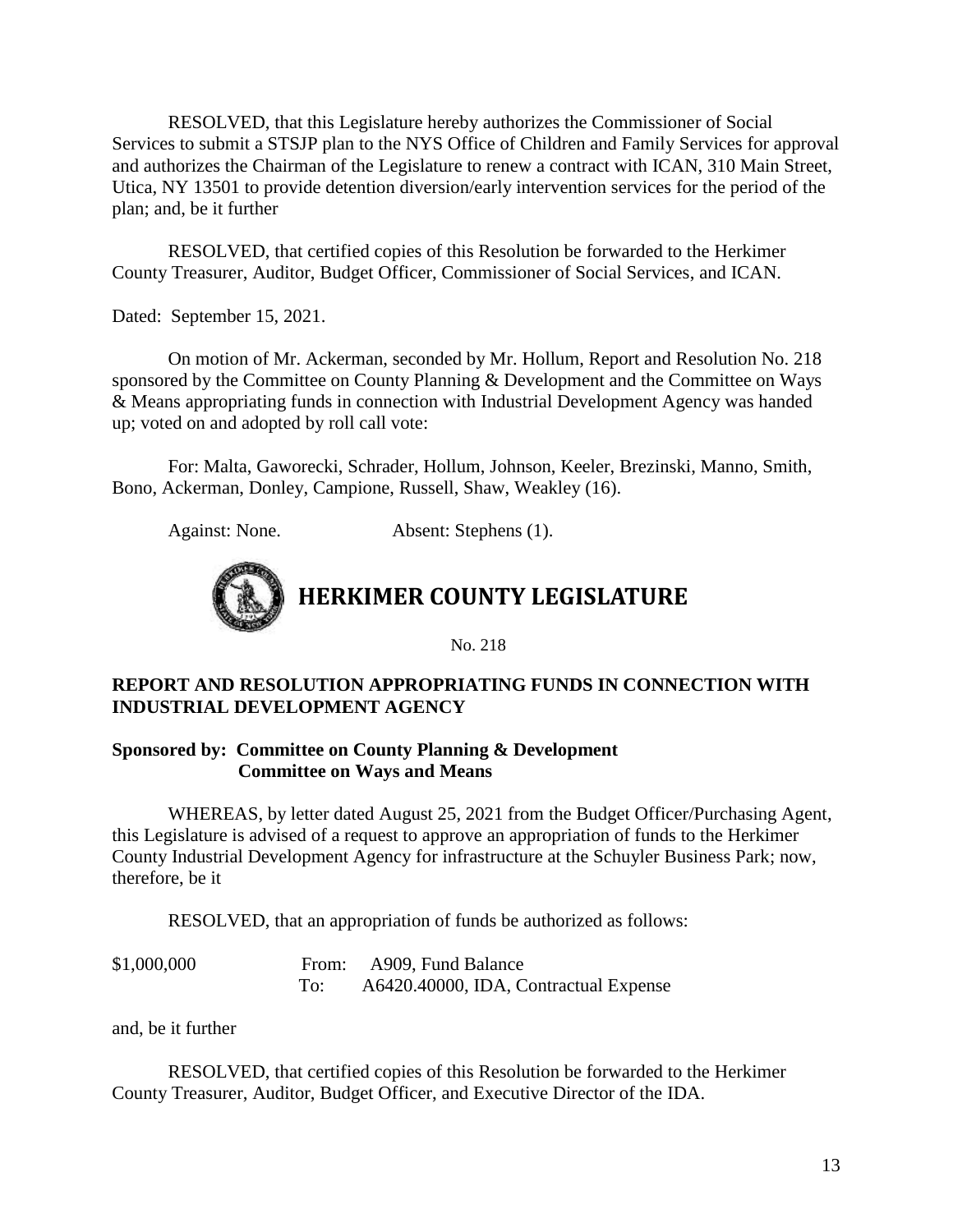RESOLVED, that this Legislature hereby authorizes the Commissioner of Social Services to submit a STSJP plan to the NYS Office of Children and Family Services for approval and authorizes the Chairman of the Legislature to renew a contract with ICAN, 310 Main Street, Utica, NY 13501 to provide detention diversion/early intervention services for the period of the plan; and, be it further

RESOLVED, that certified copies of this Resolution be forwarded to the Herkimer County Treasurer, Auditor, Budget Officer, Commissioner of Social Services, and ICAN.

Dated: September 15, 2021.

On motion of Mr. Ackerman, seconded by Mr. Hollum, Report and Resolution No. 218 sponsored by the Committee on County Planning & Development and the Committee on Ways & Means appropriating funds in connection with Industrial Development Agency was handed up; voted on and adopted by roll call vote:

For: Malta, Gaworecki, Schrader, Hollum, Johnson, Keeler, Brezinski, Manno, Smith, Bono, Ackerman, Donley, Campione, Russell, Shaw, Weakley (16).

Against: None. Absent: Stephens (1).

# HERKIMER COUNTY LEGISLATURE

No. 218

**REPORT AND RESOLUTION APPROPRIATING FUNDS IN CONNECTION WITH INDUSTRIAL DEVELOPMENT AGENCY**

**Sponsored by: Committee on County Planning & Development**
**Committee on Ways and Means**

WHEREAS, by letter dated August 25, 2021 from the Budget Officer/Purchasing Agent, this Legislature is advised of a request to approve an appropriation of funds to the Herkimer County Industrial Development Agency for infrastructure at the Schuyler Business Park; now, therefore, be it

RESOLVED, that an appropriation of funds be authorized as follows:

| | | |
|---|---|---|
| $1,000,000 | From: | A909, Fund Balance |
| | To: | A6420.40000, IDA, Contractual Expense |

and, be it further

RESOLVED, that certified copies of this Resolution be forwarded to the Herkimer County Treasurer, Auditor, Budget Officer, and Executive Director of the IDA.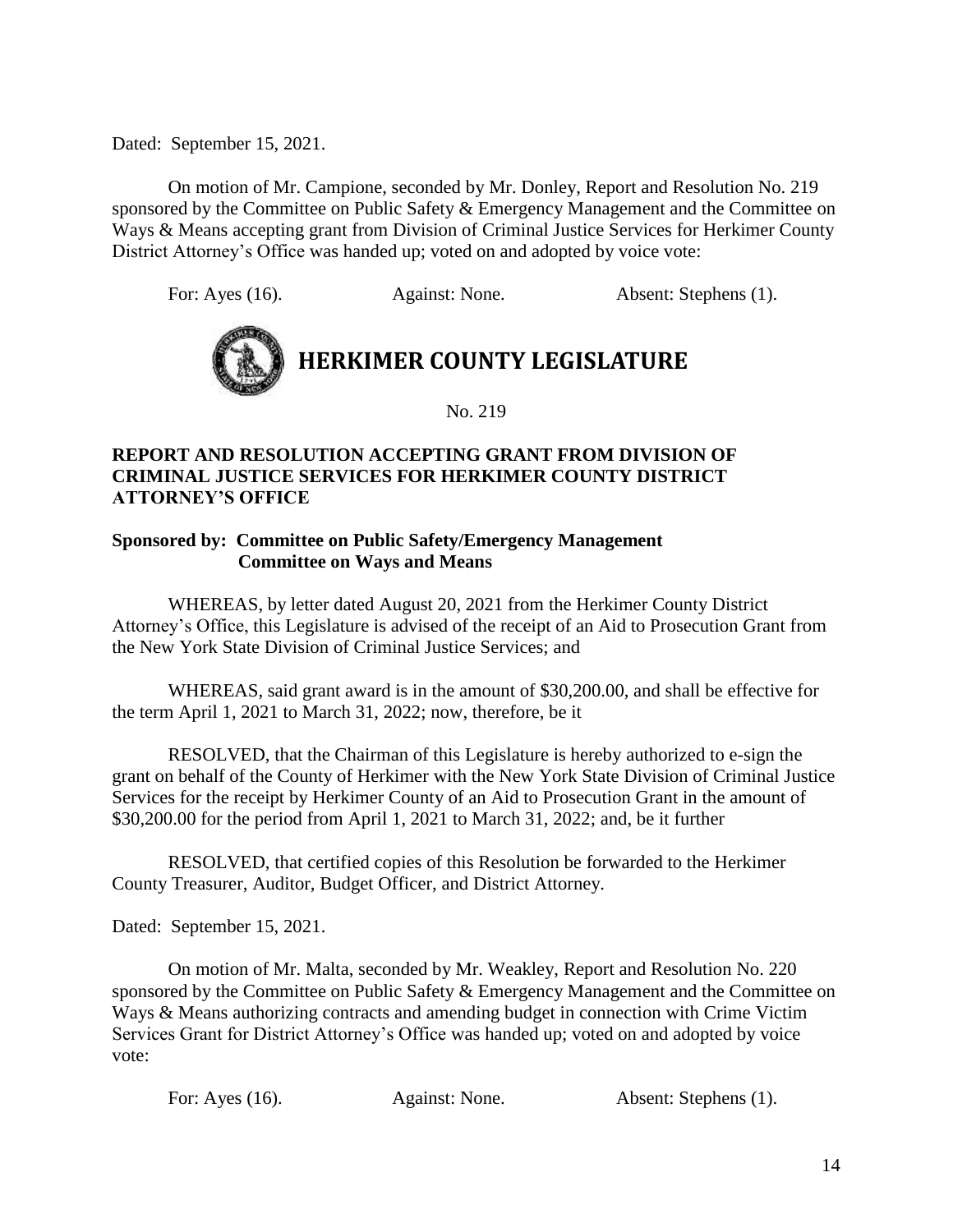Dated: September 15, 2021.

On motion of Mr. Campione, seconded by Mr. Donley, Report and Resolution No. 219 sponsored by the Committee on Public Safety & Emergency Management and the Committee on Ways & Means accepting grant from Division of Criminal Justice Services for Herkimer County District Attorney's Office was handed up; voted on and adopted by voice vote:

For: Ayes (16). Against: None. Absent: Stephens (1).

# HERKIMER COUNTY LEGISLATURE

No. 219

**REPORT AND RESOLUTION ACCEPTING GRANT FROM DIVISION OF CRIMINAL JUSTICE SERVICES FOR HERKIMER COUNTY DISTRICT ATTORNEY'S OFFICE**

**Sponsored by: Committee on Public Safety/Emergency Management**
**Committee on Ways and Means**

WHEREAS, by letter dated August 20, 2021 from the Herkimer County District Attorney's Office, this Legislature is advised of the receipt of an Aid to Prosecution Grant from the New York State Division of Criminal Justice Services; and

WHEREAS, said grant award is in the amount of $30,200.00, and shall be effective for the term April 1, 2021 to March 31, 2022; now, therefore, be it

RESOLVED, that the Chairman of this Legislature is hereby authorized to e-sign the grant on behalf of the County of Herkimer with the New York State Division of Criminal Justice Services for the receipt by Herkimer County of an Aid to Prosecution Grant in the amount of $30,200.00 for the period from April 1, 2021 to March 31, 2022; and, be it further

RESOLVED, that certified copies of this Resolution be forwarded to the Herkimer County Treasurer, Auditor, Budget Officer, and District Attorney.

Dated: September 15, 2021.

On motion of Mr. Malta, seconded by Mr. Weakley, Report and Resolution No. 220 sponsored by the Committee on Public Safety & Emergency Management and the Committee on Ways & Means authorizing contracts and amending budget in connection with Crime Victim Services Grant for District Attorney's Office was handed up; voted on and adopted by voice vote:

For: Ayes (16). Against: None. Absent: Stephens (1).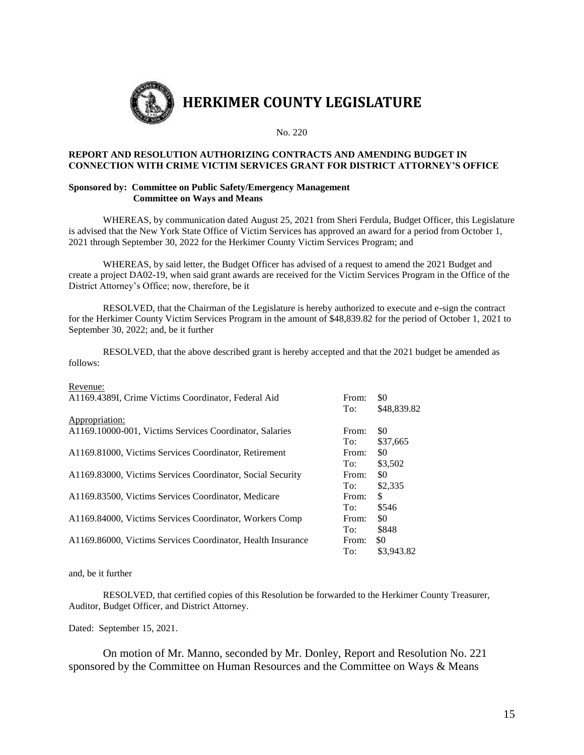# HERKIMER COUNTY LEGISLATURE

No. 220

**REPORT AND RESOLUTION AUTHORIZING CONTRACTS AND AMENDING BUDGET IN CONNECTION WITH CRIME VICTIM SERVICES GRANT FOR DISTRICT ATTORNEY'S OFFICE**

**Sponsored by: Committee on Public Safety/Emergency Management**
**Committee on Ways and Means**

WHEREAS, by communication dated August 25, 2021 from Sheri Ferdula, Budget Officer, this Legislature is advised that the New York State Office of Victim Services has approved an award for a period from October 1, 2021 through September 30, 2022 for the Herkimer County Victim Services Program; and

WHEREAS, by said letter, the Budget Officer has advised of a request to amend the 2021 Budget and create a project DA02-19, when said grant awards are received for the Victim Services Program in the Office of the District Attorney's Office; now, therefore, be it

RESOLVED, that the Chairman of the Legislature is hereby authorized to execute and e-sign the contract for the Herkimer County Victim Services Program in the amount of $48,839.82 for the period of October 1, 2021 to September 30, 2022; and, be it further

RESOLVED, that the above described grant is hereby accepted and that the 2021 budget be amended as follows:

| | | |
|---|---|---|
| Revenue: | | |
| A1169.4389I, Crime Victims Coordinator, Federal Aid | From: | $0 |
| | To: | $48,839.82 |
| Appropriation: | | |
| A1169.10000-001, Victims Services Coordinator, Salaries | From: | $0 |
| | To: | $37,665 |
| A1169.81000, Victims Services Coordinator, Retirement | From: | $0 |
| | To: | $3,502 |
| A1169.83000, Victims Services Coordinator, Social Security | From: | $0 |
| | To: | $2,335 |
| A1169.83500, Victims Services Coordinator, Medicare | From: | $ |
| | To: | $546 |
| A1169.84000, Victims Services Coordinator, Workers Comp | From: | $0 |
| | To: | $848 |
| A1169.86000, Victims Services Coordinator, Health Insurance | From: | $0 |
| | To: | $3,943.82 |

and, be it further

RESOLVED, that certified copies of this Resolution be forwarded to the Herkimer County Treasurer, Auditor, Budget Officer, and District Attorney.

Dated: September 15, 2021.

On motion of Mr. Manno, seconded by Mr. Donley, Report and Resolution No. 221 sponsored by the Committee on Human Resources and the Committee on Ways & Means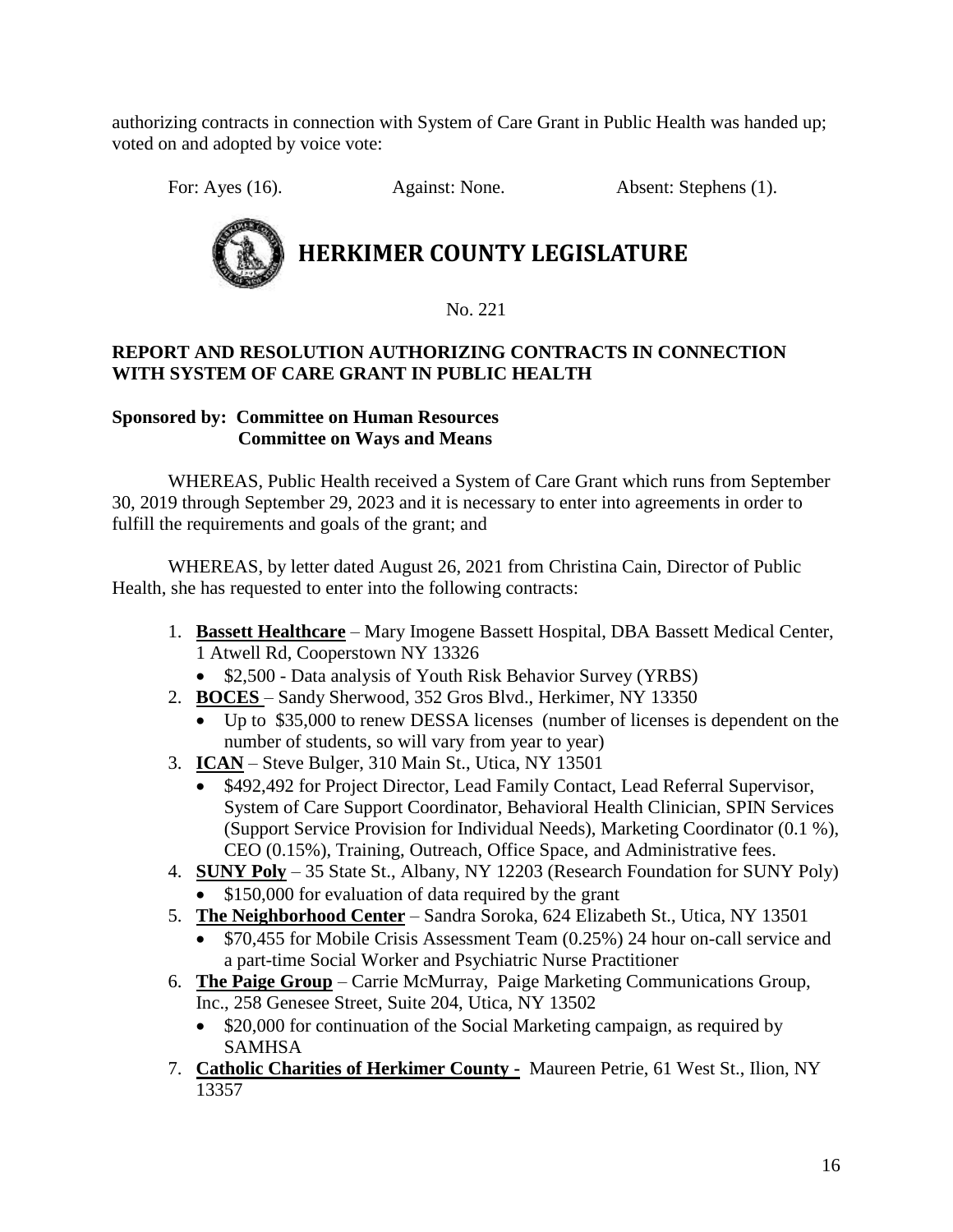authorizing contracts in connection with System of Care Grant in Public Health was handed up; voted on and adopted by voice vote:

For: Ayes (16). Against: None. Absent: Stephens (1).

# HERKIMER COUNTY LEGISLATURE

No. 221

**REPORT AND RESOLUTION AUTHORIZING CONTRACTS IN CONNECTION WITH SYSTEM OF CARE GRANT IN PUBLIC HEALTH**

**Sponsored by: Committee on Human Resources**
**Committee on Ways and Means**

WHEREAS, Public Health received a System of Care Grant which runs from September 30, 2019 through September 29, 2023 and it is necessary to enter into agreements in order to fulfill the requirements and goals of the grant; and

WHEREAS, by letter dated August 26, 2021 from Christina Cain, Director of Public Health, she has requested to enter into the following contracts:

1. **Bassett Healthcare** – Mary Imogene Bassett Hospital, DBA Bassett Medical Center, 1 Atwell Rd, Cooperstown NY 13326
   - $2,500 - Data analysis of Youth Risk Behavior Survey (YRBS)
2. **BOCES** – Sandy Sherwood, 352 Gros Blvd., Herkimer, NY 13350
   - Up to $35,000 to renew DESSA licenses (number of licenses is dependent on the number of students, so will vary from year to year)
3. **ICAN** – Steve Bulger, 310 Main St., Utica, NY 13501
   - $492,492 for Project Director, Lead Family Contact, Lead Referral Supervisor, System of Care Support Coordinator, Behavioral Health Clinician, SPIN Services (Support Service Provision for Individual Needs), Marketing Coordinator (0.1 %), CEO (0.15%), Training, Outreach, Office Space, and Administrative fees.
4. **SUNY Poly** – 35 State St., Albany, NY 12203 (Research Foundation for SUNY Poly)
   - $150,000 for evaluation of data required by the grant
5. **The Neighborhood Center** – Sandra Soroka, 624 Elizabeth St., Utica, NY 13501
   - $70,455 for Mobile Crisis Assessment Team (0.25%) 24 hour on-call service and a part-time Social Worker and Psychiatric Nurse Practitioner
6. **The Paige Group** – Carrie McMurray, Paige Marketing Communications Group, Inc., 258 Genesee Street, Suite 204, Utica, NY 13502
   - $20,000 for continuation of the Social Marketing campaign, as required by SAMHSA
7. **Catholic Charities of Herkimer County -** Maureen Petrie, 61 West St., Ilion, NY 13357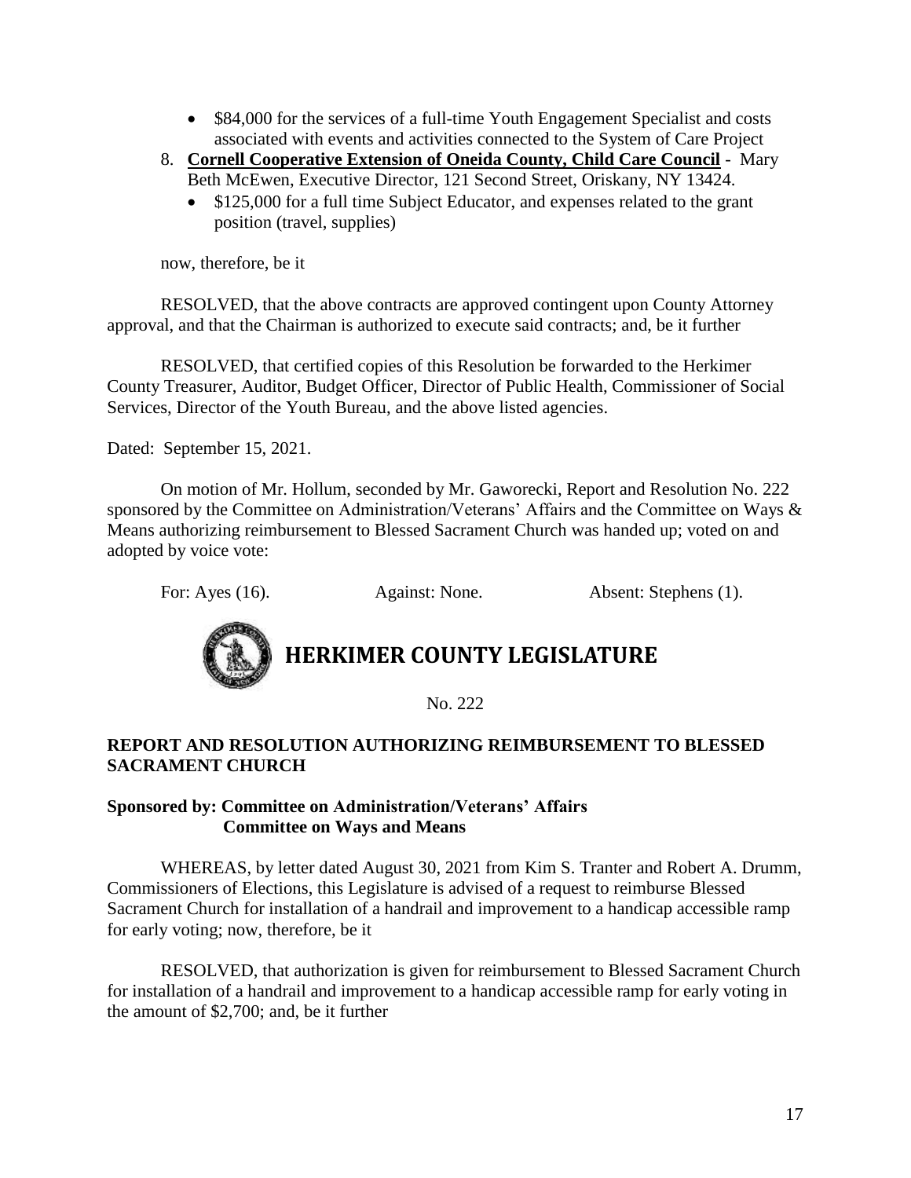- $84,000 for the services of a full-time Youth Engagement Specialist and costs associated with events and activities connected to the System of Care Project

8. **Cornell Cooperative Extension of Oneida County, Child Care Council** - Mary Beth McEwen, Executive Director, 121 Second Street, Oriskany, NY 13424.
   - $125,000 for a full time Subject Educator, and expenses related to the grant position (travel, supplies)

now, therefore, be it

RESOLVED, that the above contracts are approved contingent upon County Attorney approval, and that the Chairman is authorized to execute said contracts; and, be it further

RESOLVED, that certified copies of this Resolution be forwarded to the Herkimer County Treasurer, Auditor, Budget Officer, Director of Public Health, Commissioner of Social Services, Director of the Youth Bureau, and the above listed agencies.

Dated: September 15, 2021.

On motion of Mr. Hollum, seconded by Mr. Gaworecki, Report and Resolution No. 222 sponsored by the Committee on Administration/Veterans' Affairs and the Committee on Ways & Means authorizing reimbursement to Blessed Sacrament Church was handed up; voted on and adopted by voice vote:

For: Ayes (16). Against: None. Absent: Stephens (1).

# HERKIMER COUNTY LEGISLATURE

No. 222

**REPORT AND RESOLUTION AUTHORIZING REIMBURSEMENT TO BLESSED SACRAMENT CHURCH**

**Sponsored by: Committee on Administration/Veterans' Affairs**
**Committee on Ways and Means**

WHEREAS, by letter dated August 30, 2021 from Kim S. Tranter and Robert A. Drumm, Commissioners of Elections, this Legislature is advised of a request to reimburse Blessed Sacrament Church for installation of a handrail and improvement to a handicap accessible ramp for early voting; now, therefore, be it

RESOLVED, that authorization is given for reimbursement to Blessed Sacrament Church for installation of a handrail and improvement to a handicap accessible ramp for early voting in the amount of $2,700; and, be it further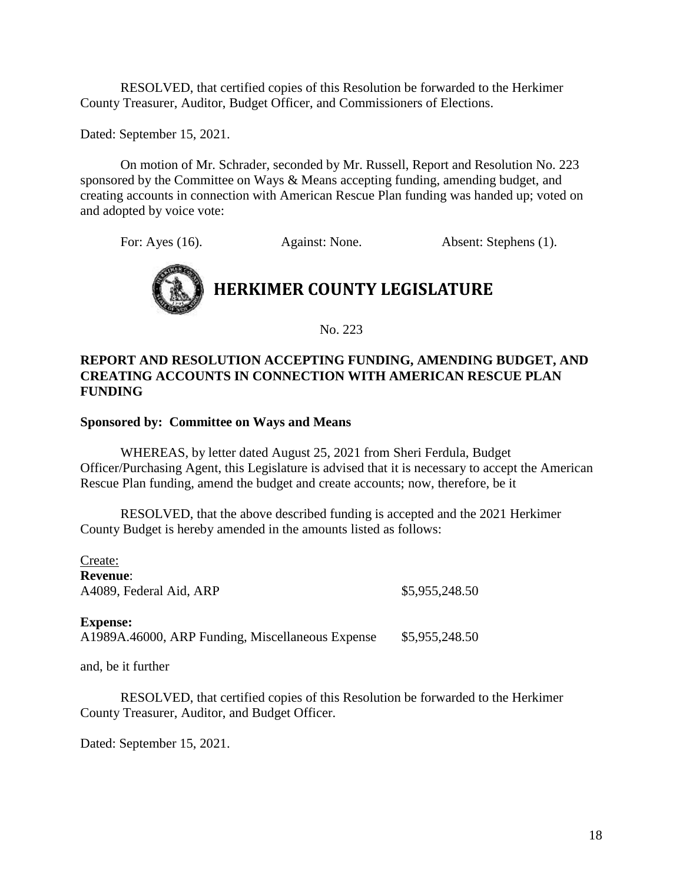RESOLVED, that certified copies of this Resolution be forwarded to the Herkimer County Treasurer, Auditor, Budget Officer, and Commissioners of Elections.

Dated: September 15, 2021.

On motion of Mr. Schrader, seconded by Mr. Russell, Report and Resolution No. 223 sponsored by the Committee on Ways & Means accepting funding, amending budget, and creating accounts in connection with American Rescue Plan funding was handed up; voted on and adopted by voice vote:

For: Ayes (16). Against: None. Absent: Stephens (1).

# HERKIMER COUNTY LEGISLATURE

No. 223

**REPORT AND RESOLUTION ACCEPTING FUNDING, AMENDING BUDGET, AND CREATING ACCOUNTS IN CONNECTION WITH AMERICAN RESCUE PLAN FUNDING**

**Sponsored by: Committee on Ways and Means**

WHEREAS, by letter dated August 25, 2021 from Sheri Ferdula, Budget Officer/Purchasing Agent, this Legislature is advised that it is necessary to accept the American Rescue Plan funding, amend the budget and create accounts; now, therefore, be it

RESOLVED, that the above described funding is accepted and the 2021 Herkimer County Budget is hereby amended in the amounts listed as follows:

Create:
**Revenue**:
A4089, Federal Aid, ARP $5,955,248.50

**Expense:**
A1989A.46000, ARP Funding, Miscellaneous Expense $5,955,248.50

and, be it further

RESOLVED, that certified copies of this Resolution be forwarded to the Herkimer County Treasurer, Auditor, and Budget Officer.

Dated: September 15, 2021.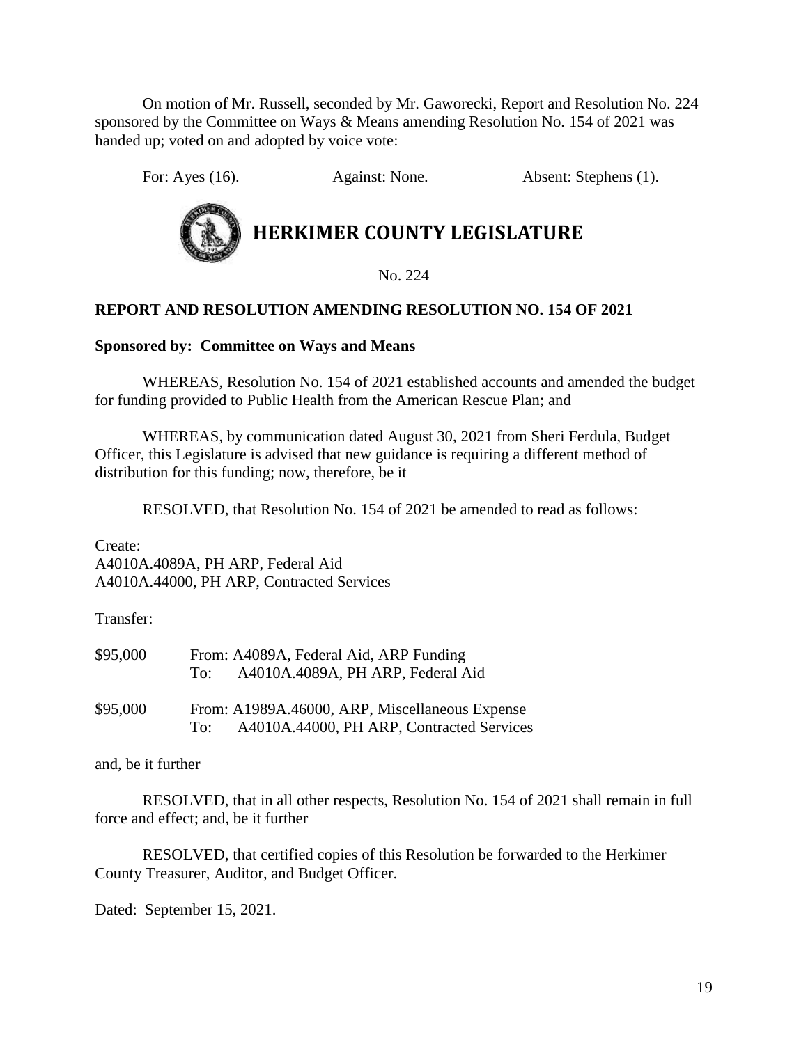On motion of Mr. Russell, seconded by Mr. Gaworecki, Report and Resolution No. 224 sponsored by the Committee on Ways & Means amending Resolution No. 154 of 2021 was handed up; voted on and adopted by voice vote:

For: Ayes (16). Against: None. Absent: Stephens (1).

# HERKIMER COUNTY LEGISLATURE

No. 224

**REPORT AND RESOLUTION AMENDING RESOLUTION NO. 154 OF 2021**

**Sponsored by: Committee on Ways and Means**

WHEREAS, Resolution No. 154 of 2021 established accounts and amended the budget for funding provided to Public Health from the American Rescue Plan; and

WHEREAS, by communication dated August 30, 2021 from Sheri Ferdula, Budget Officer, this Legislature is advised that new guidance is requiring a different method of distribution for this funding; now, therefore, be it

RESOLVED, that Resolution No. 154 of 2021 be amended to read as follows:

Create:
A4010A.4089A, PH ARP, Federal Aid
A4010A.44000, PH ARP, Contracted Services

Transfer:

$95,000 From: A4089A, Federal Aid, ARP Funding
To: A4010A.4089A, PH ARP, Federal Aid

$95,000 From: A1989A.46000, ARP, Miscellaneous Expense
To: A4010A.44000, PH ARP, Contracted Services

and, be it further

RESOLVED, that in all other respects, Resolution No. 154 of 2021 shall remain in full force and effect; and, be it further

RESOLVED, that certified copies of this Resolution be forwarded to the Herkimer County Treasurer, Auditor, and Budget Officer.

Dated: September 15, 2021.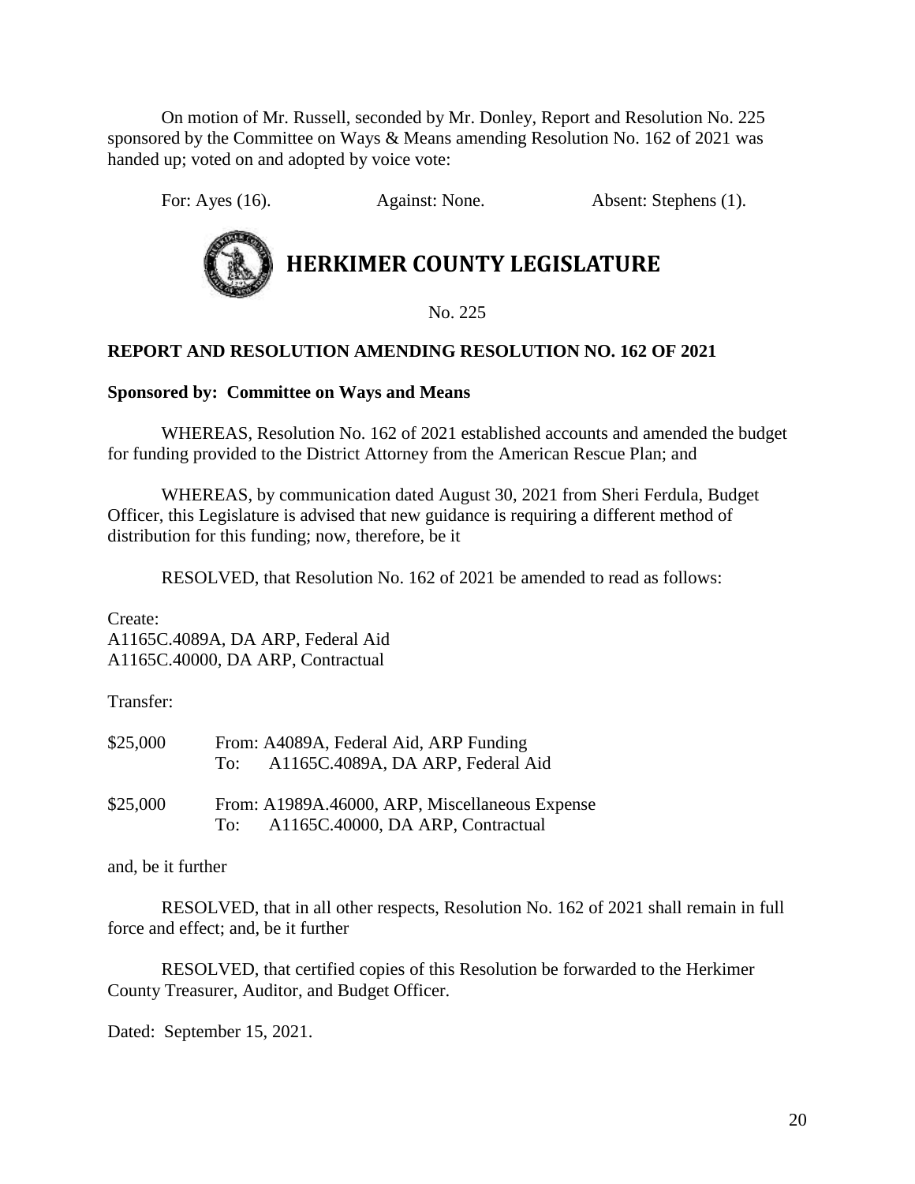On motion of Mr. Russell, seconded by Mr. Donley, Report and Resolution No. 225 sponsored by the Committee on Ways & Means amending Resolution No. 162 of 2021 was handed up; voted on and adopted by voice vote:

For: Ayes (16). Against: None. Absent: Stephens (1).

# HERKIMER COUNTY LEGISLATURE

No. 225

**REPORT AND RESOLUTION AMENDING RESOLUTION NO. 162 OF 2021**

**Sponsored by: Committee on Ways and Means**

WHEREAS, Resolution No. 162 of 2021 established accounts and amended the budget for funding provided to the District Attorney from the American Rescue Plan; and

WHEREAS, by communication dated August 30, 2021 from Sheri Ferdula, Budget Officer, this Legislature is advised that new guidance is requiring a different method of distribution for this funding; now, therefore, be it

RESOLVED, that Resolution No. 162 of 2021 be amended to read as follows:

Create:
A1165C.4089A, DA ARP, Federal Aid
A1165C.40000, DA ARP, Contractual

Transfer:

$25,000 From: A4089A, Federal Aid, ARP Funding
To: A1165C.4089A, DA ARP, Federal Aid

$25,000 From: A1989A.46000, ARP, Miscellaneous Expense
To: A1165C.40000, DA ARP, Contractual

and, be it further

RESOLVED, that in all other respects, Resolution No. 162 of 2021 shall remain in full force and effect; and, be it further

RESOLVED, that certified copies of this Resolution be forwarded to the Herkimer County Treasurer, Auditor, and Budget Officer.

Dated: September 15, 2021.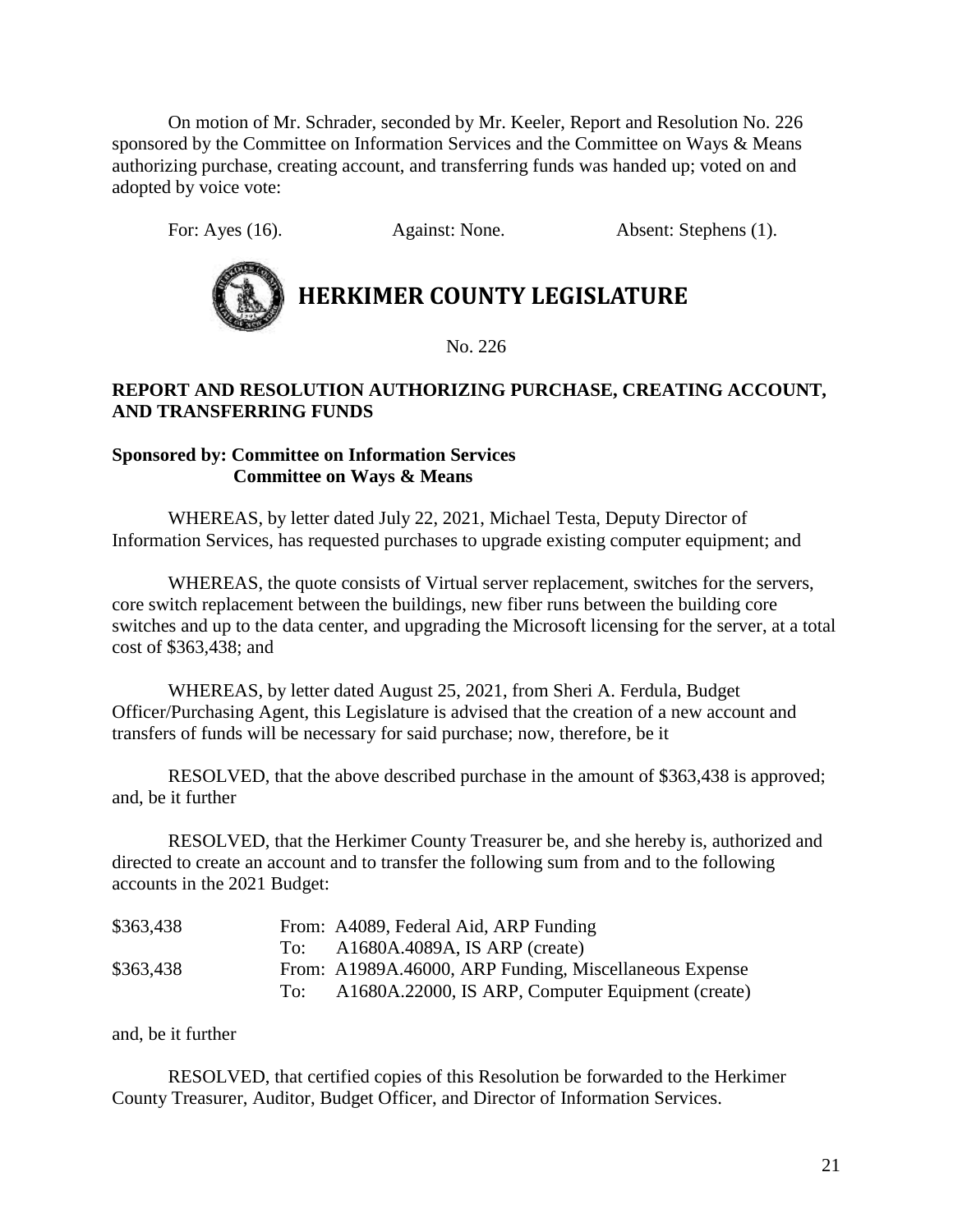On motion of Mr. Schrader, seconded by Mr. Keeler, Report and Resolution No. 226 sponsored by the Committee on Information Services and the Committee on Ways & Means authorizing purchase, creating account, and transferring funds was handed up; voted on and adopted by voice vote:

For: Ayes (16). Against: None. Absent: Stephens (1).

# HERKIMER COUNTY LEGISLATURE

No. 226

**REPORT AND RESOLUTION AUTHORIZING PURCHASE, CREATING ACCOUNT, AND TRANSFERRING FUNDS**

**Sponsored by: Committee on Information Services**
**Committee on Ways & Means**

WHEREAS, by letter dated July 22, 2021, Michael Testa, Deputy Director of Information Services, has requested purchases to upgrade existing computer equipment; and

WHEREAS, the quote consists of Virtual server replacement, switches for the servers, core switch replacement between the buildings, new fiber runs between the building core switches and up to the data center, and upgrading the Microsoft licensing for the server, at a total cost of $363,438; and

WHEREAS, by letter dated August 25, 2021, from Sheri A. Ferdula, Budget Officer/Purchasing Agent, this Legislature is advised that the creation of a new account and transfers of funds will be necessary for said purchase; now, therefore, be it

RESOLVED, that the above described purchase in the amount of $363,438 is approved; and, be it further

RESOLVED, that the Herkimer County Treasurer be, and she hereby is, authorized and directed to create an account and to transfer the following sum from and to the following accounts in the 2021 Budget:

| | |
|---|---|
| $363,438 | From: A4089, Federal Aid, ARP Funding |
| | To: A1680A.4089A, IS ARP (create) |
| $363,438 | From: A1989A.46000, ARP Funding, Miscellaneous Expense |
| | To: A1680A.22000, IS ARP, Computer Equipment (create) |

and, be it further

RESOLVED, that certified copies of this Resolution be forwarded to the Herkimer County Treasurer, Auditor, Budget Officer, and Director of Information Services.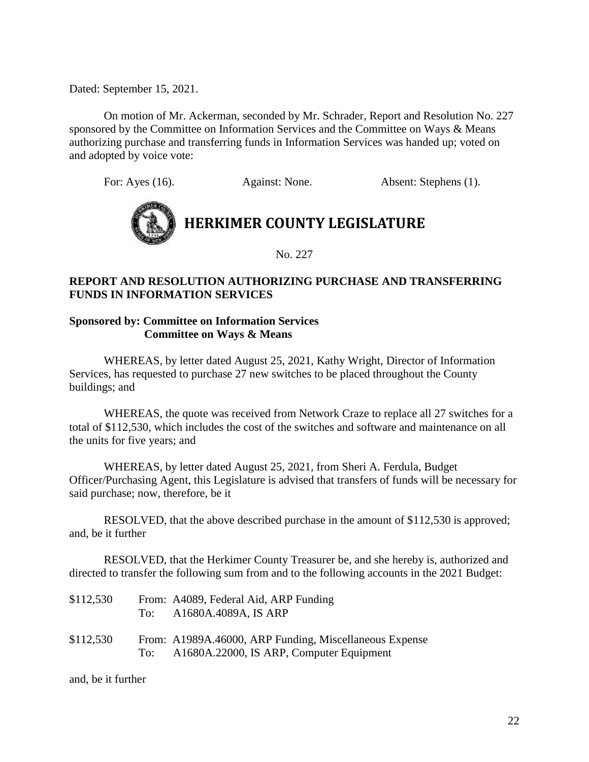Dated: September 15, 2021.

On motion of Mr. Ackerman, seconded by Mr. Schrader, Report and Resolution No. 227 sponsored by the Committee on Information Services and the Committee on Ways & Means authorizing purchase and transferring funds in Information Services was handed up; voted on and adopted by voice vote:

For: Ayes (16). Against: None. Absent: Stephens (1).

# HERKIMER COUNTY LEGISLATURE

No. 227

**REPORT AND RESOLUTION AUTHORIZING PURCHASE AND TRANSFERRING FUNDS IN INFORMATION SERVICES**

**Sponsored by: Committee on Information Services**
**Committee on Ways & Means**

WHEREAS, by letter dated August 25, 2021, Kathy Wright, Director of Information Services, has requested to purchase 27 new switches to be placed throughout the County buildings; and

WHEREAS, the quote was received from Network Craze to replace all 27 switches for a total of $112,530, which includes the cost of the switches and software and maintenance on all the units for five years; and

WHEREAS, by letter dated August 25, 2021, from Sheri A. Ferdula, Budget Officer/Purchasing Agent, this Legislature is advised that transfers of funds will be necessary for said purchase; now, therefore, be it

RESOLVED, that the above described purchase in the amount of $112,530 is approved; and, be it further

RESOLVED, that the Herkimer County Treasurer be, and she hereby is, authorized and directed to transfer the following sum from and to the following accounts in the 2021 Budget:

$112,530 From: A4089, Federal Aid, ARP Funding
To: A1680A.4089A, IS ARP

$112,530 From: A1989A.46000, ARP Funding, Miscellaneous Expense
To: A1680A.22000, IS ARP, Computer Equipment

and, be it further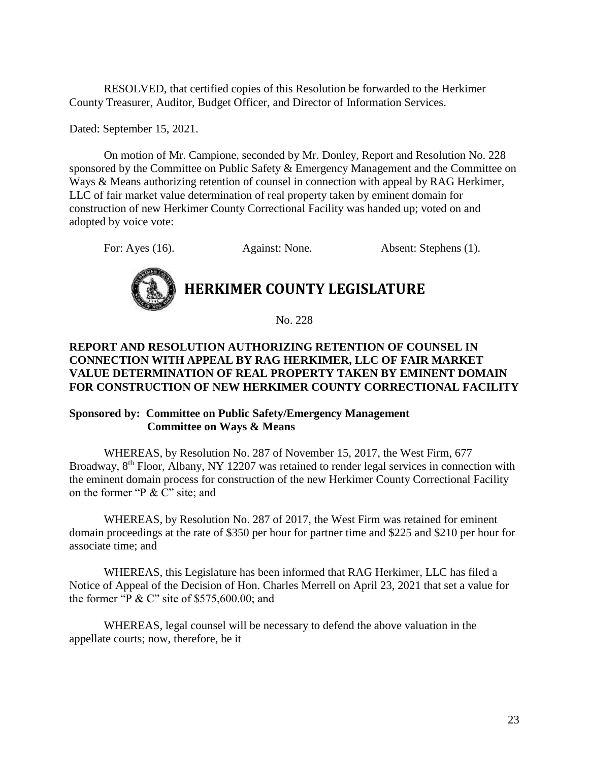RESOLVED, that certified copies of this Resolution be forwarded to the Herkimer County Treasurer, Auditor, Budget Officer, and Director of Information Services.

Dated: September 15, 2021.

On motion of Mr. Campione, seconded by Mr. Donley, Report and Resolution No. 228 sponsored by the Committee on Public Safety & Emergency Management and the Committee on Ways & Means authorizing retention of counsel in connection with appeal by RAG Herkimer, LLC of fair market value determination of real property taken by eminent domain for construction of new Herkimer County Correctional Facility was handed up; voted on and adopted by voice vote:

For: Ayes (16). Against: None. Absent: Stephens (1).

# HERKIMER COUNTY LEGISLATURE

No. 228

**REPORT AND RESOLUTION AUTHORIZING RETENTION OF COUNSEL IN CONNECTION WITH APPEAL BY RAG HERKIMER, LLC OF FAIR MARKET VALUE DETERMINATION OF REAL PROPERTY TAKEN BY EMINENT DOMAIN FOR CONSTRUCTION OF NEW HERKIMER COUNTY CORRECTIONAL FACILITY**

**Sponsored by: Committee on Public Safety/Emergency Management**
**Committee on Ways & Means**

WHEREAS, by Resolution No. 287 of November 15, 2017, the West Firm, 677 Broadway, 8th Floor, Albany, NY 12207 was retained to render legal services in connection with the eminent domain process for construction of the new Herkimer County Correctional Facility on the former "P & C" site; and

WHEREAS, by Resolution No. 287 of 2017, the West Firm was retained for eminent domain proceedings at the rate of $350 per hour for partner time and $225 and $210 per hour for associate time; and

WHEREAS, this Legislature has been informed that RAG Herkimer, LLC has filed a Notice of Appeal of the Decision of Hon. Charles Merrell on April 23, 2021 that set a value for the former "P & C" site of $575,600.00; and

WHEREAS, legal counsel will be necessary to defend the above valuation in the appellate courts; now, therefore, be it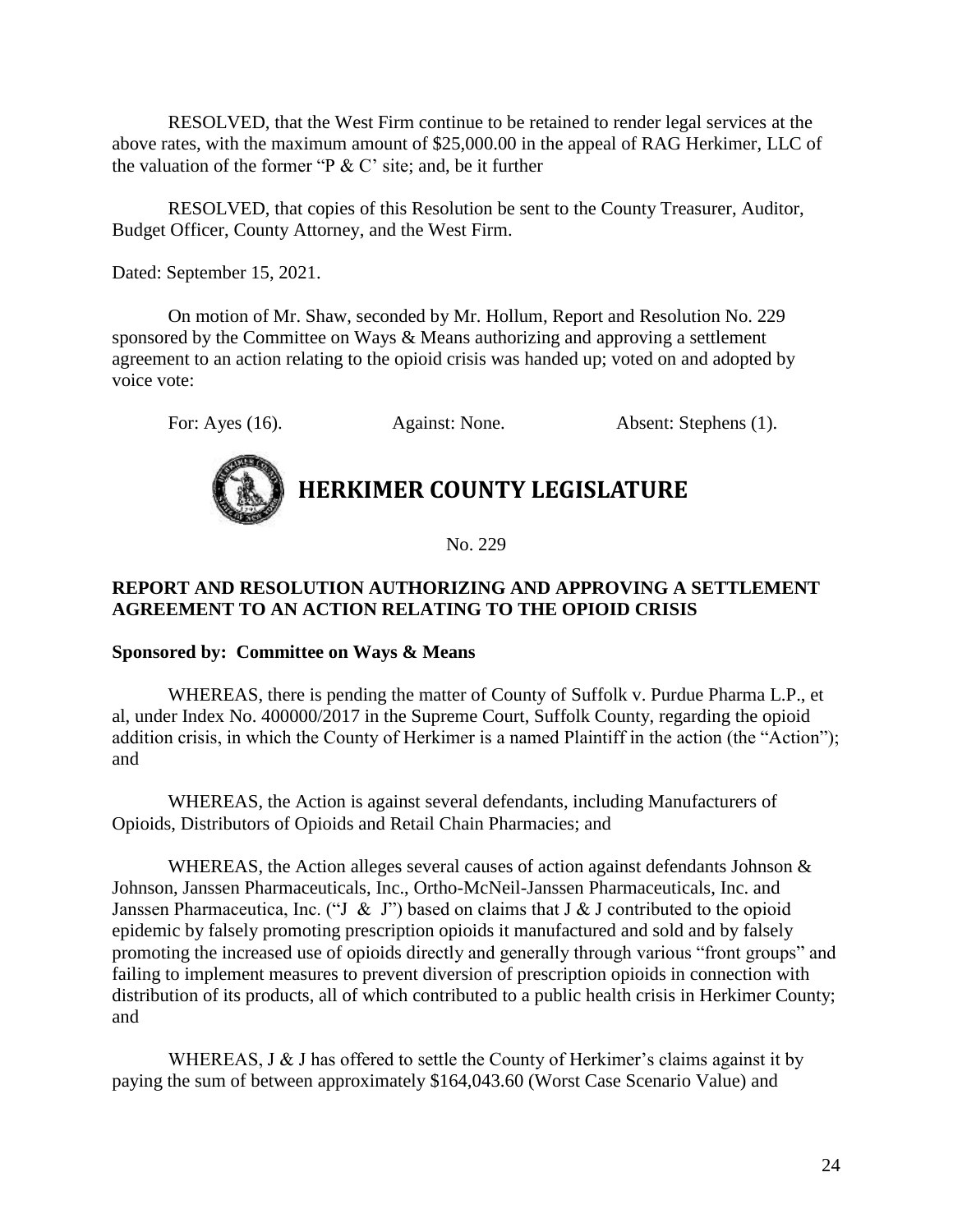RESOLVED, that the West Firm continue to be retained to render legal services at the above rates, with the maximum amount of $25,000.00 in the appeal of RAG Herkimer, LLC of the valuation of the former "P & C' site; and, be it further

RESOLVED, that copies of this Resolution be sent to the County Treasurer, Auditor, Budget Officer, County Attorney, and the West Firm.

Dated: September 15, 2021.

On motion of Mr. Shaw, seconded by Mr. Hollum, Report and Resolution No. 229 sponsored by the Committee on Ways & Means authorizing and approving a settlement agreement to an action relating to the opioid crisis was handed up; voted on and adopted by voice vote:

For: Ayes (16). Against: None. Absent: Stephens (1).

# HERKIMER COUNTY LEGISLATURE

No. 229

**REPORT AND RESOLUTION AUTHORIZING AND APPROVING A SETTLEMENT AGREEMENT TO AN ACTION RELATING TO THE OPIOID CRISIS**

**Sponsored by: Committee on Ways & Means**

WHEREAS, there is pending the matter of County of Suffolk v. Purdue Pharma L.P., et al, under Index No. 400000/2017 in the Supreme Court, Suffolk County, regarding the opioid addition crisis, in which the County of Herkimer is a named Plaintiff in the action (the "Action"); and

WHEREAS, the Action is against several defendants, including Manufacturers of Opioids, Distributors of Opioids and Retail Chain Pharmacies; and

WHEREAS, the Action alleges several causes of action against defendants Johnson & Johnson, Janssen Pharmaceuticals, Inc., Ortho-McNeil-Janssen Pharmaceuticals, Inc. and Janssen Pharmaceutica, Inc. ("J & J") based on claims that J & J contributed to the opioid epidemic by falsely promoting prescription opioids it manufactured and sold and by falsely promoting the increased use of opioids directly and generally through various "front groups" and failing to implement measures to prevent diversion of prescription opioids in connection with distribution of its products, all of which contributed to a public health crisis in Herkimer County; and

WHEREAS, J & J has offered to settle the County of Herkimer's claims against it by paying the sum of between approximately $164,043.60 (Worst Case Scenario Value) and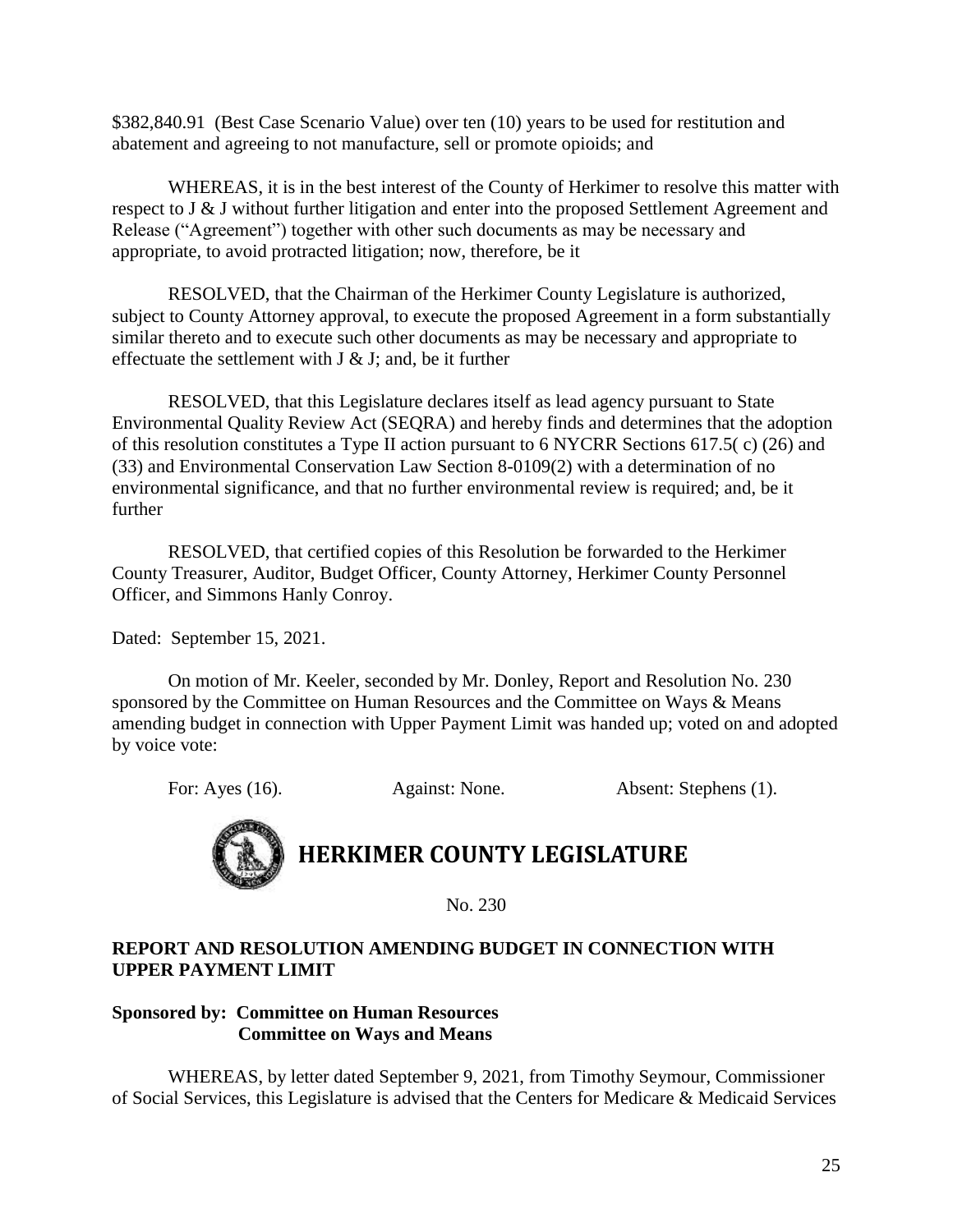$382,840.91 (Best Case Scenario Value) over ten (10) years to be used for restitution and abatement and agreeing to not manufacture, sell or promote opioids; and

WHEREAS, it is in the best interest of the County of Herkimer to resolve this matter with respect to J & J without further litigation and enter into the proposed Settlement Agreement and Release ("Agreement") together with other such documents as may be necessary and appropriate, to avoid protracted litigation; now, therefore, be it

RESOLVED, that the Chairman of the Herkimer County Legislature is authorized, subject to County Attorney approval, to execute the proposed Agreement in a form substantially similar thereto and to execute such other documents as may be necessary and appropriate to effectuate the settlement with J & J; and, be it further

RESOLVED, that this Legislature declares itself as lead agency pursuant to State Environmental Quality Review Act (SEQRA) and hereby finds and determines that the adoption of this resolution constitutes a Type II action pursuant to 6 NYCRR Sections 617.5( c) (26) and (33) and Environmental Conservation Law Section 8-0109(2) with a determination of no environmental significance, and that no further environmental review is required; and, be it further

RESOLVED, that certified copies of this Resolution be forwarded to the Herkimer County Treasurer, Auditor, Budget Officer, County Attorney, Herkimer County Personnel Officer, and Simmons Hanly Conroy.

Dated: September 15, 2021.

On motion of Mr. Keeler, seconded by Mr. Donley, Report and Resolution No. 230 sponsored by the Committee on Human Resources and the Committee on Ways & Means amending budget in connection with Upper Payment Limit was handed up; voted on and adopted by voice vote:

For: Ayes (16). Against: None. Absent: Stephens (1).

# HERKIMER COUNTY LEGISLATURE

No. 230

**REPORT AND RESOLUTION AMENDING BUDGET IN CONNECTION WITH UPPER PAYMENT LIMIT**

**Sponsored by: Committee on Human Resources**
**Committee on Ways and Means**

WHEREAS, by letter dated September 9, 2021, from Timothy Seymour, Commissioner of Social Services, this Legislature is advised that the Centers for Medicare & Medicaid Services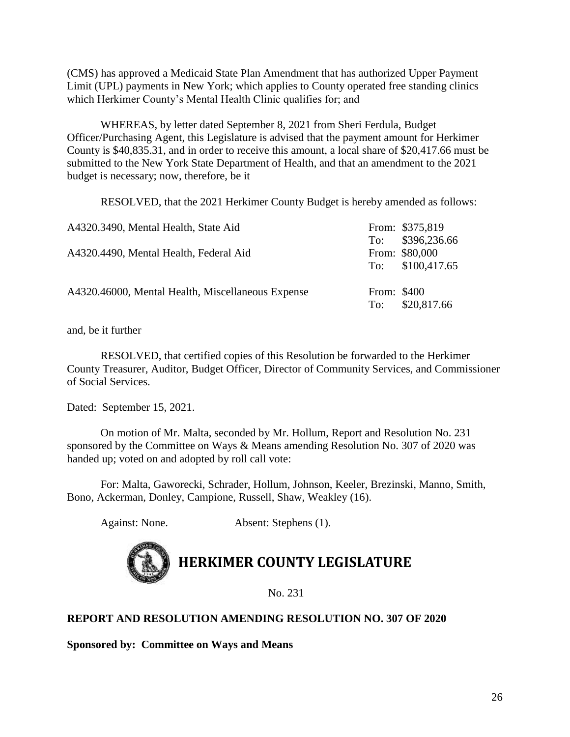(CMS) has approved a Medicaid State Plan Amendment that has authorized Upper Payment Limit (UPL) payments in New York; which applies to County operated free standing clinics which Herkimer County's Mental Health Clinic qualifies for; and

WHEREAS, by letter dated September 8, 2021 from Sheri Ferdula, Budget Officer/Purchasing Agent, this Legislature is advised that the payment amount for Herkimer County is $40,835.31, and in order to receive this amount, a local share of $20,417.66 must be submitted to the New York State Department of Health, and that an amendment to the 2021 budget is necessary; now, therefore, be it

RESOLVED, that the 2021 Herkimer County Budget is hereby amended as follows:

| | |
|---|---|
| A4320.3490, Mental Health, State Aid | From: $375,819<br>To: $396,236.66 |
| A4320.4490, Mental Health, Federal Aid | From: $80,000<br>To: $100,417.65 |
| A4320.46000, Mental Health, Miscellaneous Expense | From: $400<br>To: $20,817.66 |

and, be it further

RESOLVED, that certified copies of this Resolution be forwarded to the Herkimer County Treasurer, Auditor, Budget Officer, Director of Community Services, and Commissioner of Social Services.

Dated: September 15, 2021.

On motion of Mr. Malta, seconded by Mr. Hollum, Report and Resolution No. 231 sponsored by the Committee on Ways & Means amending Resolution No. 307 of 2020 was handed up; voted on and adopted by roll call vote:

For: Malta, Gaworecki, Schrader, Hollum, Johnson, Keeler, Brezinski, Manno, Smith, Bono, Ackerman, Donley, Campione, Russell, Shaw, Weakley (16).

Against: None. Absent: Stephens (1).

# HERKIMER COUNTY LEGISLATURE

No. 231

**REPORT AND RESOLUTION AMENDING RESOLUTION NO. 307 OF 2020**

**Sponsored by: Committee on Ways and Means**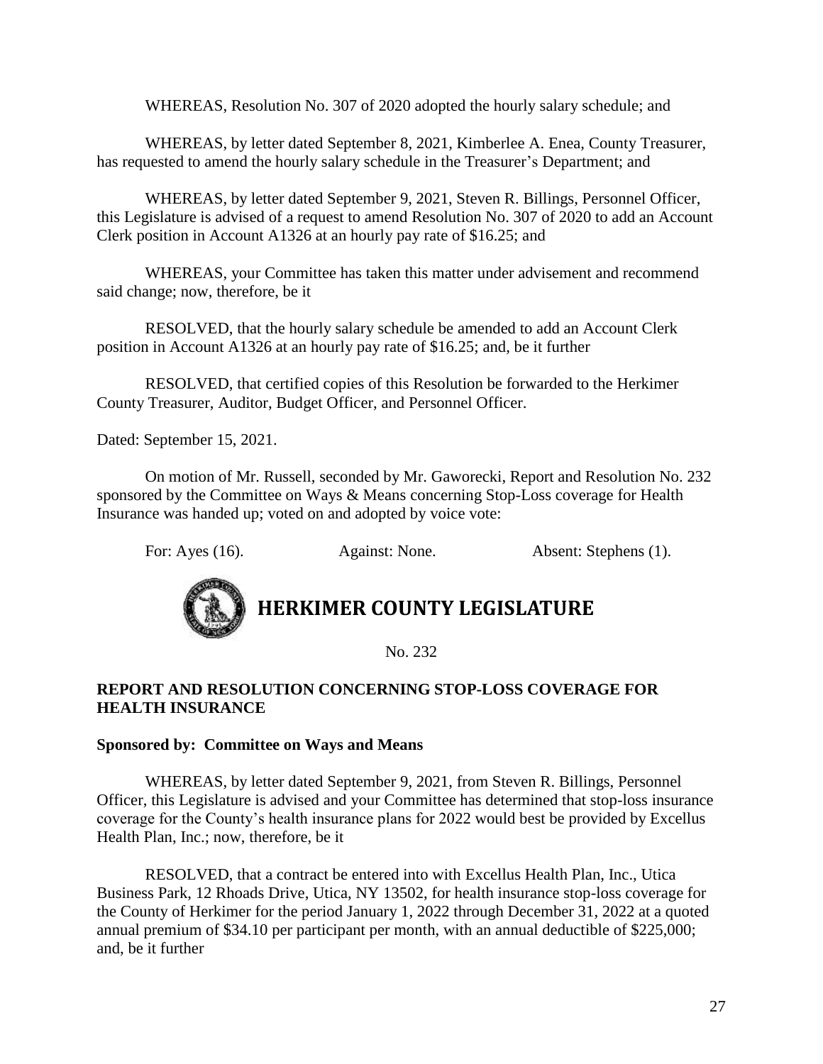WHEREAS, Resolution No. 307 of 2020 adopted the hourly salary schedule; and

WHEREAS, by letter dated September 8, 2021, Kimberlee A. Enea, County Treasurer, has requested to amend the hourly salary schedule in the Treasurer's Department; and

WHEREAS, by letter dated September 9, 2021, Steven R. Billings, Personnel Officer, this Legislature is advised of a request to amend Resolution No. 307 of 2020 to add an Account Clerk position in Account A1326 at an hourly pay rate of $16.25; and

WHEREAS, your Committee has taken this matter under advisement and recommend said change; now, therefore, be it

RESOLVED, that the hourly salary schedule be amended to add an Account Clerk position in Account A1326 at an hourly pay rate of $16.25; and, be it further

RESOLVED, that certified copies of this Resolution be forwarded to the Herkimer County Treasurer, Auditor, Budget Officer, and Personnel Officer.

Dated: September 15, 2021.

On motion of Mr. Russell, seconded by Mr. Gaworecki, Report and Resolution No. 232 sponsored by the Committee on Ways & Means concerning Stop-Loss coverage for Health Insurance was handed up; voted on and adopted by voice vote:

For: Ayes (16). Against: None. Absent: Stephens (1).

# HERKIMER COUNTY LEGISLATURE

No. 232

**REPORT AND RESOLUTION CONCERNING STOP-LOSS COVERAGE FOR HEALTH INSURANCE**

**Sponsored by: Committee on Ways and Means**

WHEREAS, by letter dated September 9, 2021, from Steven R. Billings, Personnel Officer, this Legislature is advised and your Committee has determined that stop-loss insurance coverage for the County's health insurance plans for 2022 would best be provided by Excellus Health Plan, Inc.; now, therefore, be it

RESOLVED, that a contract be entered into with Excellus Health Plan, Inc., Utica Business Park, 12 Rhoads Drive, Utica, NY 13502, for health insurance stop-loss coverage for the County of Herkimer for the period January 1, 2022 through December 31, 2022 at a quoted annual premium of $34.10 per participant per month, with an annual deductible of $225,000; and, be it further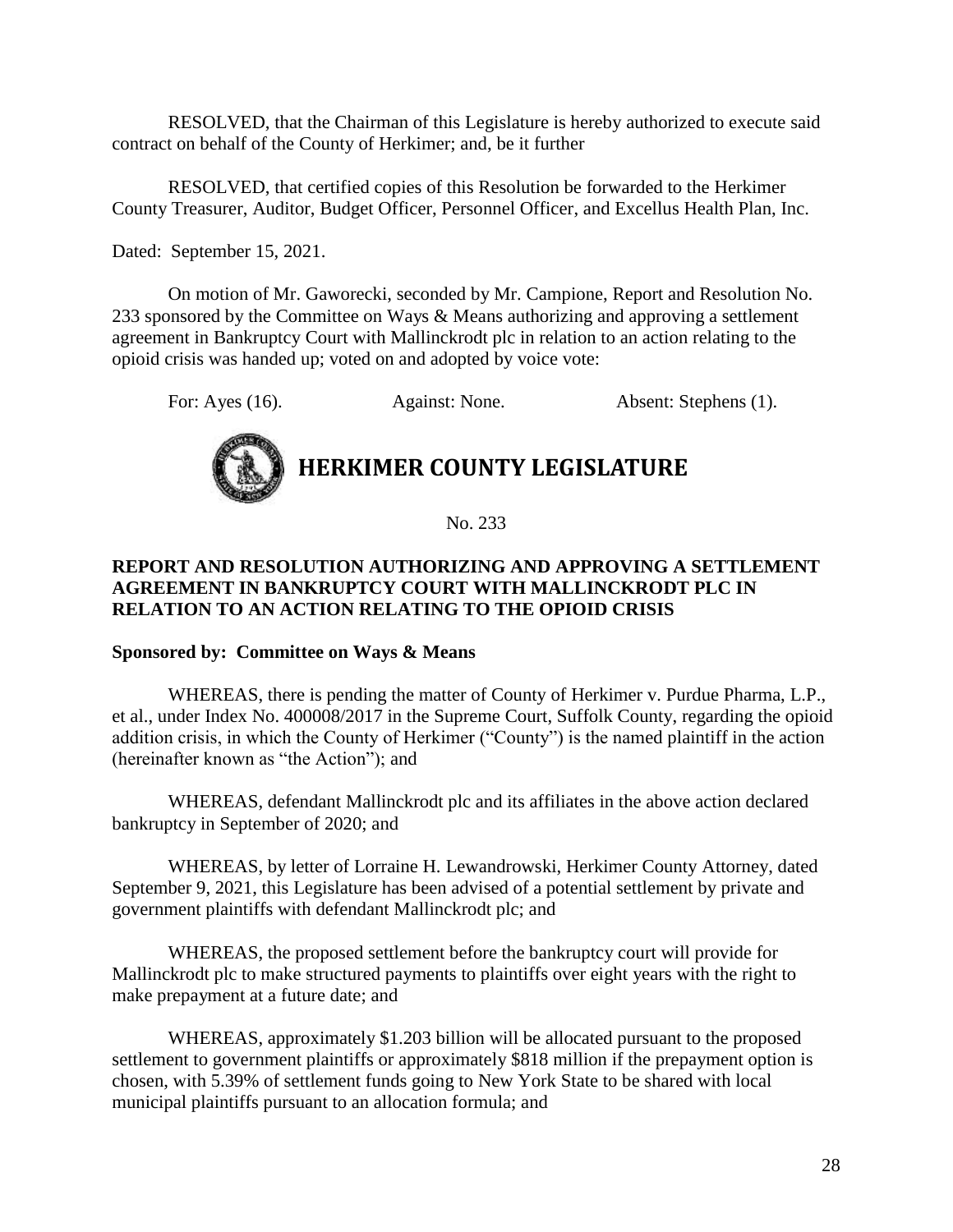RESOLVED, that the Chairman of this Legislature is hereby authorized to execute said contract on behalf of the County of Herkimer; and, be it further

RESOLVED, that certified copies of this Resolution be forwarded to the Herkimer County Treasurer, Auditor, Budget Officer, Personnel Officer, and Excellus Health Plan, Inc.

Dated: September 15, 2021.

On motion of Mr. Gaworecki, seconded by Mr. Campione, Report and Resolution No. 233 sponsored by the Committee on Ways & Means authorizing and approving a settlement agreement in Bankruptcy Court with Mallinckrodt plc in relation to an action relating to the opioid crisis was handed up; voted on and adopted by voice vote:

For: Ayes (16). Against: None. Absent: Stephens (1).

# HERKIMER COUNTY LEGISLATURE

No. 233

**REPORT AND RESOLUTION AUTHORIZING AND APPROVING A SETTLEMENT AGREEMENT IN BANKRUPTCY COURT WITH MALLINCKRODT PLC IN RELATION TO AN ACTION RELATING TO THE OPIOID CRISIS**

**Sponsored by: Committee on Ways & Means**

WHEREAS, there is pending the matter of County of Herkimer v. Purdue Pharma, L.P., et al., under Index No. 400008/2017 in the Supreme Court, Suffolk County, regarding the opioid addition crisis, in which the County of Herkimer ("County") is the named plaintiff in the action (hereinafter known as "the Action"); and

WHEREAS, defendant Mallinckrodt plc and its affiliates in the above action declared bankruptcy in September of 2020; and

WHEREAS, by letter of Lorraine H. Lewandrowski, Herkimer County Attorney, dated September 9, 2021, this Legislature has been advised of a potential settlement by private and government plaintiffs with defendant Mallinckrodt plc; and

WHEREAS, the proposed settlement before the bankruptcy court will provide for Mallinckrodt plc to make structured payments to plaintiffs over eight years with the right to make prepayment at a future date; and

WHEREAS, approximately $1.203 billion will be allocated pursuant to the proposed settlement to government plaintiffs or approximately $818 million if the prepayment option is chosen, with 5.39% of settlement funds going to New York State to be shared with local municipal plaintiffs pursuant to an allocation formula; and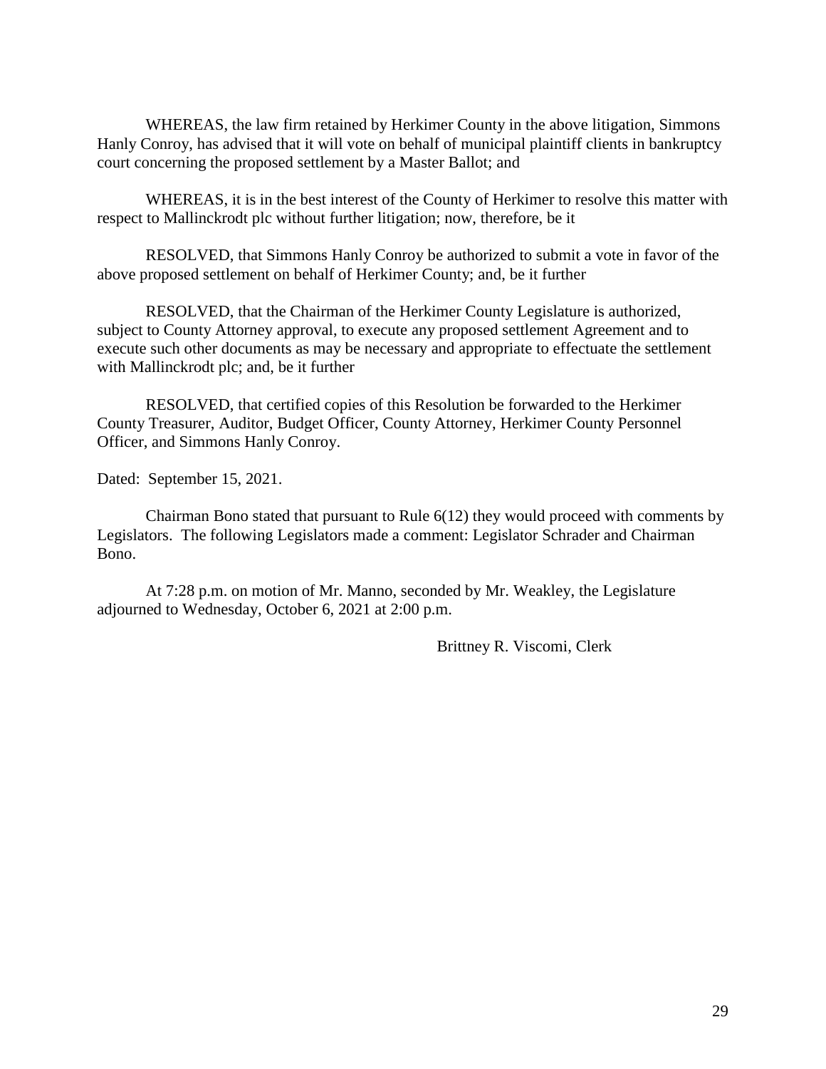WHEREAS, the law firm retained by Herkimer County in the above litigation, Simmons Hanly Conroy, has advised that it will vote on behalf of municipal plaintiff clients in bankruptcy court concerning the proposed settlement by a Master Ballot; and

WHEREAS, it is in the best interest of the County of Herkimer to resolve this matter with respect to Mallinckrodt plc without further litigation; now, therefore, be it

RESOLVED, that Simmons Hanly Conroy be authorized to submit a vote in favor of the above proposed settlement on behalf of Herkimer County; and, be it further

RESOLVED, that the Chairman of the Herkimer County Legislature is authorized, subject to County Attorney approval, to execute any proposed settlement Agreement and to execute such other documents as may be necessary and appropriate to effectuate the settlement with Mallinckrodt plc; and, be it further

RESOLVED, that certified copies of this Resolution be forwarded to the Herkimer County Treasurer, Auditor, Budget Officer, County Attorney, Herkimer County Personnel Officer, and Simmons Hanly Conroy.

Dated: September 15, 2021.

Chairman Bono stated that pursuant to Rule 6(12) they would proceed with comments by Legislators. The following Legislators made a comment: Legislator Schrader and Chairman Bono.

At 7:28 p.m. on motion of Mr. Manno, seconded by Mr. Weakley, the Legislature adjourned to Wednesday, October 6, 2021 at 2:00 p.m.

Brittney R. Viscomi, Clerk